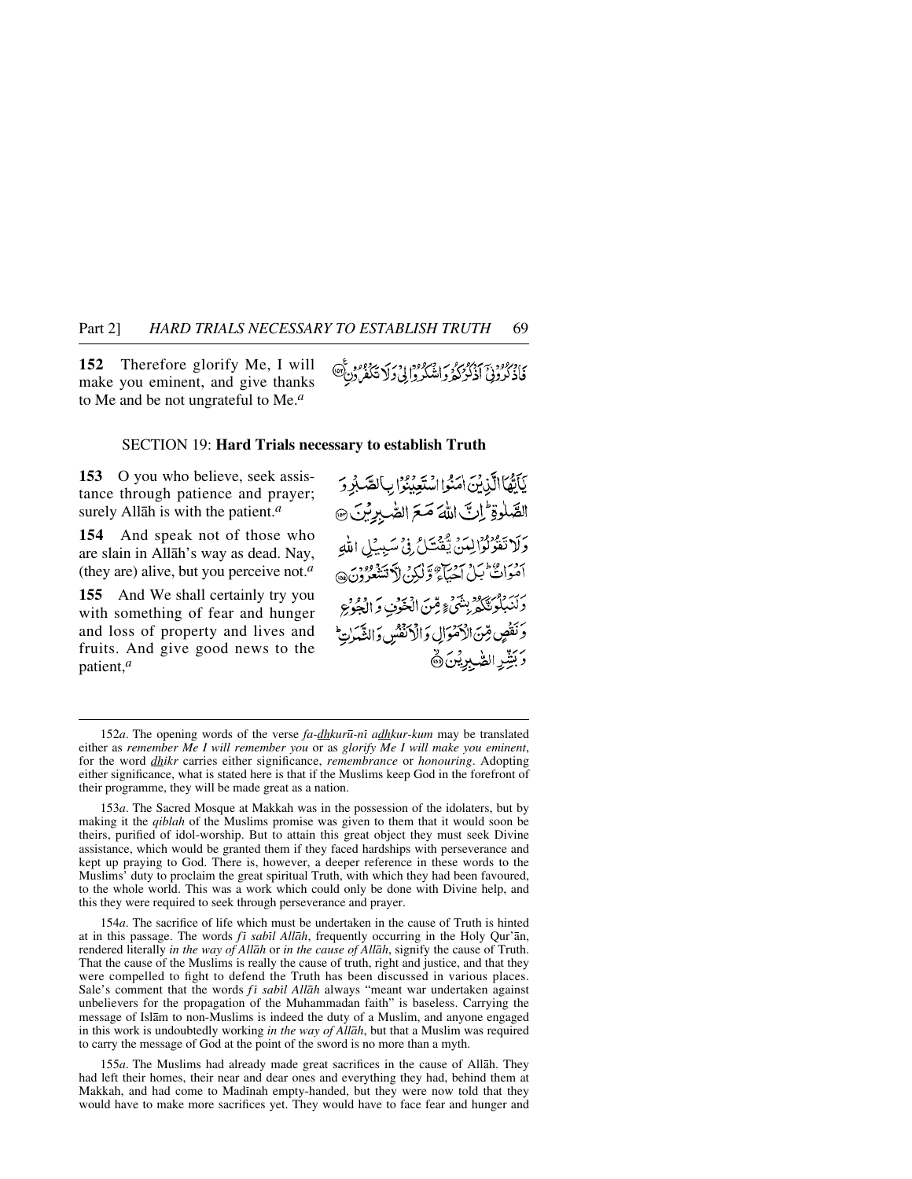**152** Therefore glorify Me, I will make you eminent, and give thanks to Me and be not ungrateful to Me.[a]

فَاذْكُرُوْنِيْٓ اَذْكُرْكُمْ وَاشْكُرُوْا لِيْ وَلَا تَكْفُرُوْنِ ﴿۱۵۲﴾

## SECTION 19: Hard Trials necessary to establish Truth

**153** O you who believe, seek assistance through patience and prayer; surely Allāh is with the patient.[a]

يٰٓاَيُّهَا الَّذِيْنَ اٰمَنُوا اسْتَعِيْنُوْا بِالصَّبْرِ وَالصَّلٰوةِ ۭ اِنَّ اللّٰهَ مَعَ الصّٰبِرِيْنَ ﴿۱۵۳﴾

**154** And speak not of those who are slain in Allāh's way as dead. Nay, (they are) alive, but you perceive not.[a]

وَلَا تَقُوْلُوْا لِمَنْ يُّقْتَلُ فِيْ سَبِيْلِ اللّٰهِ اَمْوَاتٌ ۭ بَلْ اَحْيَاۗءٌ وَّلٰكِنْ لَّا تَشْعُرُوْنَ ﴿۱۵۴﴾

**155** And We shall certainly try you with something of fear and hunger and loss of property and lives and fruits. And give good news to the patient,[a]

وَلَنَبْلُوَنَّكُمْ بِشَيْءٍ مِّنَ الْخَوْفِ وَالْجُوْعِ وَنَقْصٍ مِّنَ الْاَمْوَالِ وَالْاَنْفُسِ وَالثَّمَرٰتِ ۭ وَبَشِّرِ الصّٰبِرِيْنَ ﴿۱۵۵﴾

---

152*a*. The opening words of the verse *fa-dhkurū-nī adhkur-kum* may be translated either as *remember Me I will remember you* or as *glorify Me I will make you eminent*, for the word *dhikr* carries either significance, *remembrance* or *honouring*. Adopting either significance, what is stated here is that if the Muslims keep God in the forefront of their programme, they will be made great as a nation.

153*a*. The Sacred Mosque at Makkah was in the possession of the idolaters, but by making it the *qiblah* of the Muslims promise was given to them that it would soon be theirs, purified of idol-worship. But to attain this great object they must seek Divine assistance, which would be granted them if they faced hardships with perseverance and kept up praying to God. There is, however, a deeper reference in these words to the Muslims' duty to proclaim the great spiritual Truth, with which they had been favoured, to the whole world. This was a work which could only be done with Divine help, and this they were required to seek through perseverance and prayer.

154*a*. The sacrifice of life which must be undertaken in the cause of Truth is hinted at in this passage. The words *fī sabīl Allāh*, frequently occurring in the Holy Qur'ān, rendered literally *in the way of Allāh* or *in the cause of Allāh*, signify the cause of Truth. That the cause of the Muslims is really the cause of truth, right and justice, and that they were compelled to fight to defend the Truth has been discussed in various places. Sale's comment that the words *fī sabīl Allāh* always "meant war undertaken against unbelievers for the propagation of the Muhammadan faith" is baseless. Carrying the message of Islām to non-Muslims is indeed the duty of a Muslim, and anyone engaged in this work is undoubtedly working *in the way of Allāh*, but that a Muslim was required to carry the message of God at the point of the sword is no more than a myth.

155*a*. The Muslims had already made great sacrifices in the cause of Allāh. They had left their homes, their near and dear ones and everything they had, behind them at Makkah, and had come to Madīnah empty-handed, but they were now told that they would have to make more sacrifices yet. They would have to face fear and hunger and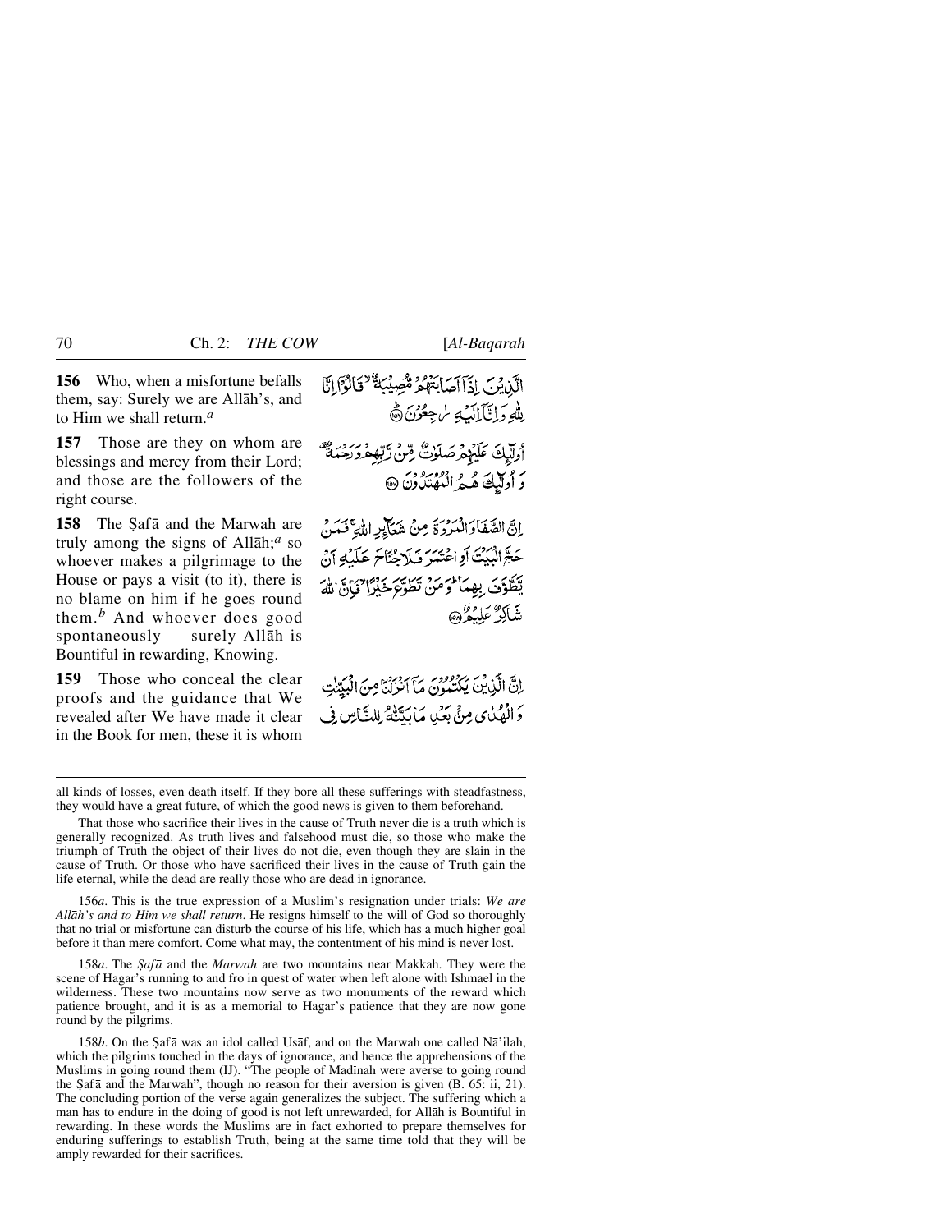**156** Who, when a misfortune befalls them, say: Surely we are Allāh's, and to Him we shall return.[a]

الَّذِيْنَ اِذَآ اَصَابَتْهُمْ مُّصِيْبَةٌ ۙ قَالُوْٓا اِنَّا لِلّٰهِ وَاِنَّآ اِلَيْهِ رٰجِعُوْنَ ﴿۱۵۶﴾

**157** Those are they on whom are blessings and mercy from their Lord; and those are the followers of the right course.

اُولٰٓئِكَ عَلَيْهِمْ صَلَوٰتٌ مِّنْ رَّبِّهِمْ وَرَحْمَةٌ ۟ وَاُولٰٓئِكَ هُمُ الْمُهْتَدُوْنَ ﴿۱۵۷﴾

**158** The Ṣafā and the Marwah are truly among the signs of Allāh;[a] so whoever makes a pilgrimage to the House or pays a visit (to it), there is no blame on him if he goes round them.[b] And whoever does good spontaneously — surely Allāh is Bountiful in rewarding, Knowing.

اِنَّ الصَّفَا وَالْمَرْوَةَ مِنْ شَعَآئِرِ اللّٰهِ ۚ فَمَنْ حَجَّ الْبَيْتَ اَوِ اعْتَمَرَ فَلَا جُنَاحَ عَلَيْهِ اَنْ يَّطَّوَّفَ بِهِمَا ۭ وَمَنْ تَطَوَّعَ خَيْرًا ۙ فَاِنَّ اللّٰهَ شَاكِرٌ عَلِيْمٌ ﴿۱۵۸﴾

**159** Those who conceal the clear proofs and the guidance that We revealed after We have made it clear in the Book for men, these it is whom

اِنَّ الَّذِيْنَ يَكْتُمُوْنَ مَآ اَنْزَلْنَا مِنَ الْبَيِّنٰتِ وَالْهُدٰى مِنْۢ بَعْدِ مَا بَيَّنّٰهُ لِلنَّاسِ فِى

---

all kinds of losses, even death itself. If they bore all these sufferings with steadfastness, they would have a great future, of which the good news is given to them beforehand.

That those who sacrifice their lives in the cause of Truth never die is a truth which is generally recognized. As truth lives and falsehood must die, so those who make the triumph of Truth the object of their lives do not die, even though they are slain in the cause of Truth. Or those who have sacrificed their lives in the cause of Truth gain the life eternal, while the dead are really those who are dead in ignorance.

156*a*. This is the true expression of a Muslim's resignation under trials: *We are Allāh's and to Him we shall return*. He resigns himself to the will of God so thoroughly that no trial or misfortune can disturb the course of his life, which has a much higher goal before it than mere comfort. Come what may, the contentment of his mind is never lost.

158*a*. The *Ṣafā* and the *Marwah* are two mountains near Makkah. They were the scene of Hagar's running to and fro in quest of water when left alone with Ishmael in the wilderness. These two mountains now serve as two monuments of the reward which patience brought, and it is as a memorial to Hagar's patience that they are now gone round by the pilgrims.

158*b*. On the Ṣafā was an idol called Usāf, and on the Marwah one called Nā'ilah, which the pilgrims touched in the days of ignorance, and hence the apprehensions of the Muslims in going round them (IJ). "The people of Madīnah were averse to going round the Ṣafā and the Marwah", though no reason for their aversion is given (B. 65: ii, 21). The concluding portion of the verse again generalizes the subject. The suffering which a man has to endure in the doing of good is not left unrewarded, for Allāh is Bountiful in rewarding. In these words the Muslims are in fact exhorted to prepare themselves for enduring sufferings to establish Truth, being at the same time told that they will be amply rewarded for their sacrifices.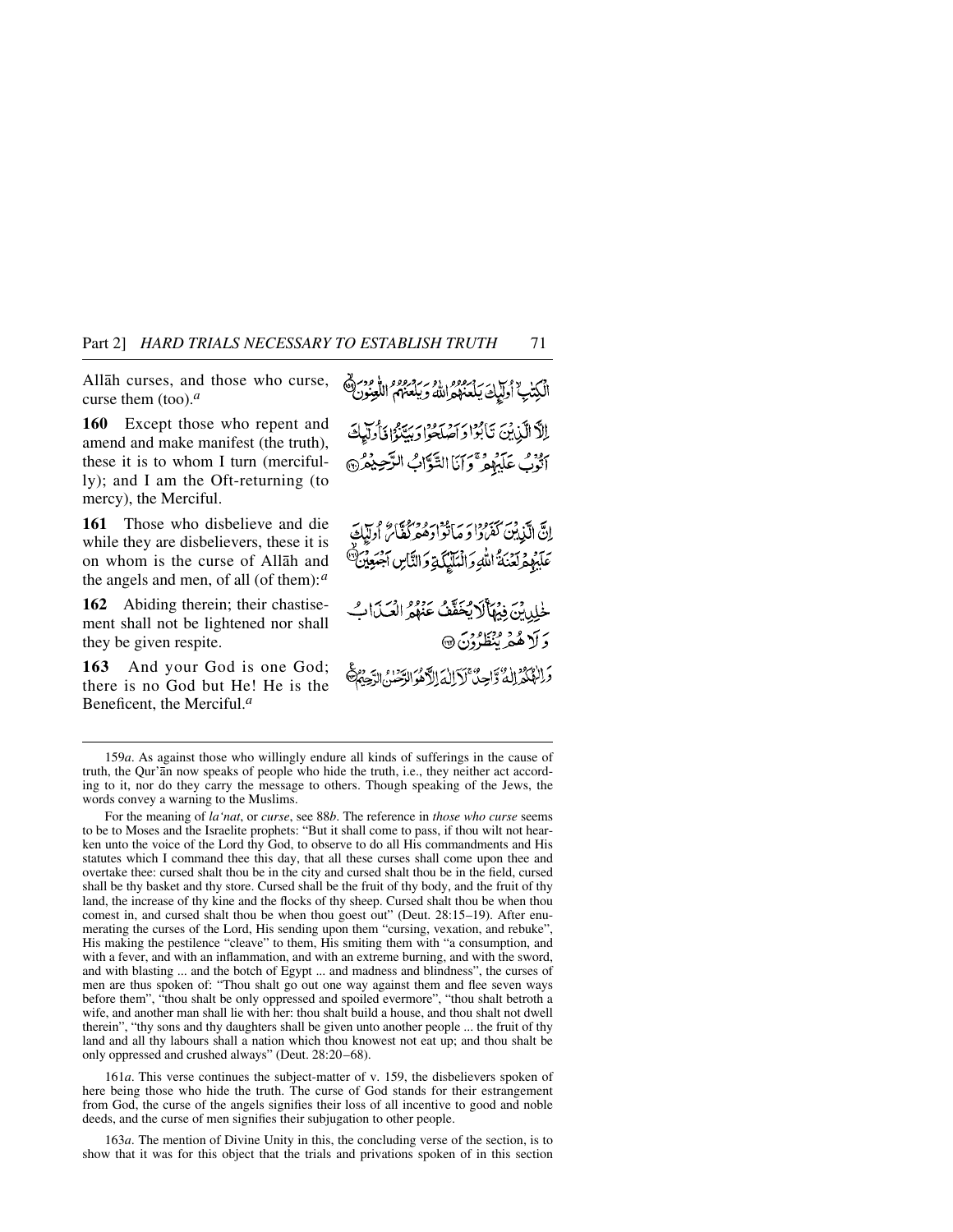Allāh curses, and those who curse, curse them (too).*a*

الْكِتٰبِ ۙ اُولٰٓئِكَ يَلْعَنُهُمُ اللّٰهُ وَيَلْعَنُهُمُ اللّٰعِنُوْنَ ﴿۱۵۹﴾

**160** Except those who repent and amend and make manifest (the truth), these it is to whom I turn (mercifully); and I am the Oft-returning (to mercy), the Merciful.

اِلَّا الَّذِيْنَ تَابُوْا وَاَصْلَحُوْا وَبَيَّنُوْا فَاُولٰٓئِكَ اَتُوْبُ عَلَيْهِمْ ۚ وَاَنَا التَّوَّابُ الرَّحِيْمُ ﴿۱۶۰﴾

**161** Those who disbelieve and die while they are disbelievers, these it is on whom is the curse of Allāh and the angels and men, of all (of them):*a*

اِنَّ الَّذِيْنَ كَفَرُوْا وَمَاتُوْا وَهُمْ كُفَّارٌ اُولٰٓئِكَ عَلَيْهِمْ لَعْنَةُ اللّٰهِ وَالْمَلٰٓئِكَةِ وَالنَّاسِ اَجْمَعِيْنَ ﴿۱۶۱﴾

**162** Abiding therein; their chastisement shall not be lightened nor shall they be given respite.

خٰلِدِيْنَ فِيْهَا ۚ لَا يُخَفَّفُ عَنْهُمُ الْعَذَابُ وَلَا هُمْ يُنْظَرُوْنَ ﴿۱۶۲﴾

**163** And your God is one God; there is no God but He! He is the Beneficent, the Merciful.*a*

وَاِلٰهُكُمْ اِلٰهٌ وَّاحِدٌ ۚ لَآ اِلٰهَ اِلَّا هُوَ الرَّحْمٰنُ الرَّحِيْمُ ﴿۱۶۳﴾

---

159*a*. As against those who willingly endure all kinds of sufferings in the cause of truth, the Qur'ān now speaks of people who hide the truth, i.e., they neither act according to it, nor do they carry the message to others. Though speaking of the Jews, the words convey a warning to the Muslims.

For the meaning of *la'nat*, or *curse*, see 88*b*. The reference in *those who curse* seems to be to Moses and the Israelite prophets: "But it shall come to pass, if thou wilt not hearken unto the voice of the Lord thy God, to observe to do all His commandments and His statutes which I command thee this day, that all these curses shall come upon thee and overtake thee: cursed shalt thou be in the city and cursed shalt thou be in the field, cursed shall be thy basket and thy store. Cursed shall be the fruit of thy body, and the fruit of thy land, the increase of thy kine and the flocks of thy sheep. Cursed shalt thou be when thou comest in, and cursed shalt thou be when thou goest out" (Deut. 28:15–19). After enumerating the curses of the Lord, His sending upon them "cursing, vexation, and rebuke", His making the pestilence "cleave" to them, His smiting them with "a consumption, and with a fever, and with an inflammation, and with an extreme burning, and with the sword, and with blasting ... and the botch of Egypt ... and madness and blindness", the curses of men are thus spoken of: "Thou shalt go out one way against them and flee seven ways before them", "thou shalt be only oppressed and spoiled evermore", "thou shalt betroth a wife, and another man shall lie with her: thou shalt build a house, and thou shalt not dwell therein", "thy sons and thy daughters shall be given unto another people ... the fruit of thy land and all thy labours shall a nation which thou knowest not eat up; and thou shalt be only oppressed and crushed always" (Deut. 28:20–68).

161*a*. This verse continues the subject-matter of v. 159, the disbelievers spoken of here being those who hide the truth. The curse of God stands for their estrangement from God, the curse of the angels signifies their loss of all incentive to good and noble deeds, and the curse of men signifies their subjugation to other people.

163*a*. The mention of Divine Unity in this, the concluding verse of the section, is to show that it was for this object that the trials and privations spoken of in this section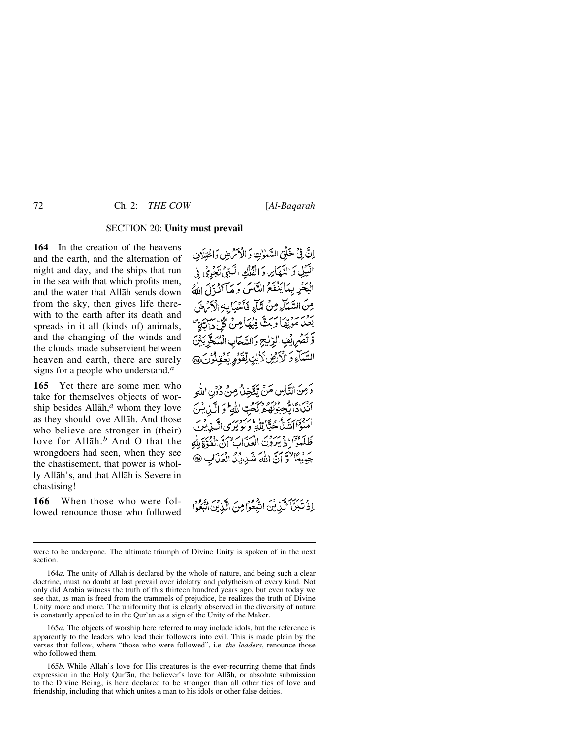## SECTION 20: **Unity must prevail**

**164** In the creation of the heavens and the earth, and the alternation of night and day, and the ships that run in the sea with that which profits men, and the water that Allāh sends down from the sky, then gives life therewith to the earth after its death and spreads in it all (kinds of) animals, and the changing of the winds and the clouds made subservient between heaven and earth, there are surely signs for a people who understand.[a]

إِنَّ فِيْ خَلْقِ السَّمٰوٰتِ وَ الْاَرْضِ وَاخْتِلَافِ الَّيْلِ وَ النَّهَارِ وَ الْفُلْكِ الَّتِيْ تَجْرِيْ فِي الْبَحْرِ بِمَا يَنْفَعُ النَّاسَ وَ مَآ اَنْزَلَ اللّٰهُ مِنَ السَّمَآءِ مِنْ مَّآءٍ فَاَحْيَا بِهِ الْاَرْضَ بَعْدَ مَوْتِهَا وَ بَثَّ فِيْهَا مِنْ كُلِّ دَآبَّةٍ وَّ تَصْرِيْفِ الرِّيٰحِ وَ السَّحَابِ الْمُسَخَّرِ بَيْنَ السَّمَآءِ وَ الْاَرْضِ لَاٰيٰتٍ لِّقَوْمٍ يَّعْقِلُوْنَ ﴿۱۶۴﴾

**165** Yet there are some men who take for themselves objects of worship besides Allāh,[a] whom they love as they should love Allāh. And those who believe are stronger in (their) love for Allāh.[b] And O that the wrongdoers had seen, when they see the chastisement, that power is wholly Allāh's, and that Allāh is Severe in chastising!

وَ مِنَ النَّاسِ مَنْ يَّتَّخِذُ مِنْ دُوْنِ اللّٰهِ اَنْدَادًا يُّحِبُّوْنَهُمْ كَحُبِّ اللّٰهِ ؕ وَ الَّذِيْنَ اٰمَنُوْٓا اَشَدُّ حُبًّا لِّلّٰهِ ؕ وَ لَوْ يَرَى الَّذِيْنَ ظَلَمُوْٓا اِذْ يَرَوْنَ الْعَذَابَ ۙ اَنَّ الْقُوَّةَ لِلّٰهِ جَمِيْعًا ۙ وَّ اَنَّ اللّٰهَ شَدِيْدُ الْعَذَابِ ﴿۱۶۵﴾

**166** When those who were followed renounce those who followed

اِذْ تَبَرَّاَ الَّذِيْنَ اتُّبِعُوْا مِنَ الَّذِيْنَ اتَّبَعُوْا

---

were to be undergone. The ultimate triumph of Divine Unity is spoken of in the next section.

164*a*. The unity of Allāh is declared by the whole of nature, and being such a clear doctrine, must no doubt at last prevail over idolatry and polytheism of every kind. Not only did Arabia witness the truth of this thirteen hundred years ago, but even today we see that, as man is freed from the trammels of prejudice, he realizes the truth of Divine Unity more and more. The uniformity that is clearly observed in the diversity of nature is constantly appealed to in the Qur'ān as a sign of the Unity of the Maker.

165*a*. The objects of worship here referred to may include idols, but the reference is apparently to the leaders who lead their followers into evil. This is made plain by the verses that follow, where "those who were followed", i.e. *the leaders*, renounce those who followed them.

165*b*. While Allāh's love for His creatures is the ever-recurring theme that finds expression in the Holy Qur'ān, the believer's love for Allāh, or absolute submission to the Divine Being, is here declared to be stronger than all other ties of love and friendship, including that which unites a man to his idols or other false deities.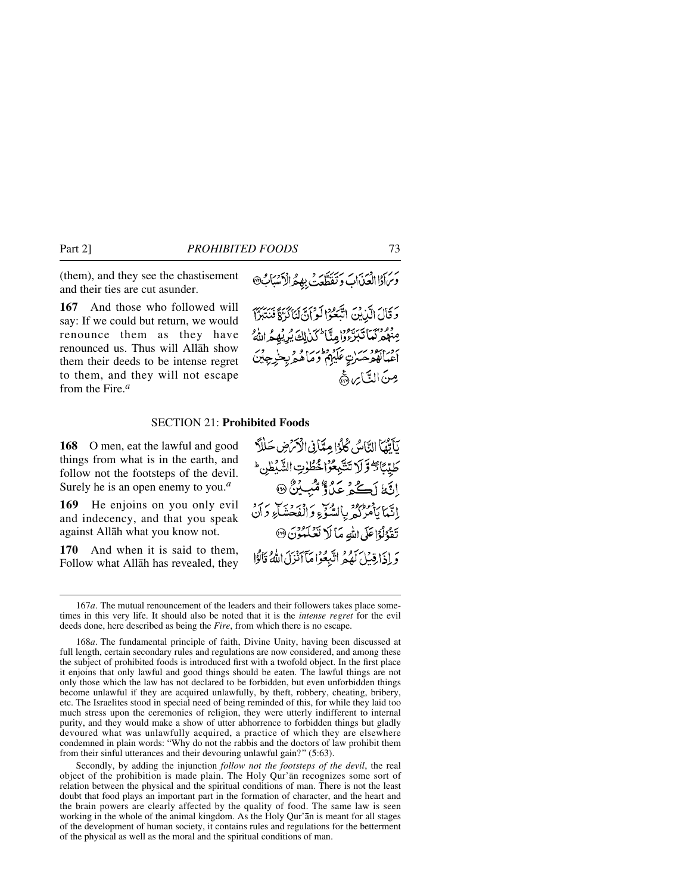(them), and they see the chastisement and their ties are cut asunder.

وَرَاَوُا الْعَذَابَ وَتَقَطَّعَتْ بِهِمُ الْاَسْبَابُ ﴿۱۶۶﴾

**167** And those who followed will say: If we could but return, we would renounce them as they have renounced us. Thus will Allāh show them their deeds to be intense regret to them, and they will not escape from the Fire.[a]

وَقَالَ الَّذِيْنَ اتَّبَعُوْا لَوْ اَنَّ لَنَا كَرَّةً فَنَتَبَرَّاَ مِنْهُمْ كَمَا تَبَرَّءُوْا مِنَّا ؕ كَذٰلِكَ يُرِيْهِمُ اللّٰهُ اَعْمَالَهُمْ حَسَرٰتٍ عَلَيْهِمْ ؕ وَمَا هُمْ بِخٰرِجِيْنَ مِنَ النَّارِ ﴿۱۶۷﴾

## SECTION 21: **Prohibited Foods**

**168** O men, eat the lawful and good things from what is in the earth, and follow not the footsteps of the devil. Surely he is an open enemy to you.[a]

يٰۤاَيُّهَا النَّاسُ كُلُوْا مِمَّا فِى الْاَرْضِ حَلٰلًا طَيِّبًا ۖ وَّلَا تَتَّبِعُوْا خُطُوٰتِ الشَّيْطٰنِ ؕ اِنَّهٗ لَكُمْ عَدُوٌّ مُّبِيْنٌ ﴿۱۶۸﴾

**169** He enjoins on you only evil and indecency, and that you speak against Allāh what you know not.

اِنَّمَا يَاْمُرُكُمْ بِالسُّوْٓءِ وَالْفَحْشَآءِ وَاَنْ تَقُوْلُوْا عَلَى اللّٰهِ مَا لَا تَعْلَمُوْنَ ﴿۱۶۹﴾

**170** And when it is said to them, Follow what Allāh has revealed, they

وَاِذَا قِيْلَ لَهُمُ اتَّبِعُوْا مَآ اَنْزَلَ اللّٰهُ قَالُوْا

---

167*a*. The mutual renouncement of the leaders and their followers takes place sometimes in this very life. It should also be noted that it is the *intense regret* for the evil deeds done, here described as being the *Fire*, from which there is no escape.

168*a*. The fundamental principle of faith, Divine Unity, having been discussed at full length, certain secondary rules and regulations are now considered, and among these the subject of prohibited foods is introduced first with a twofold object. In the first place it enjoins that only lawful and good things should be eaten. The lawful things are not only those which the law has not declared to be forbidden, but even unforbidden things become unlawful if they are acquired unlawfully, by theft, robbery, cheating, bribery, etc. The Israelites stood in special need of being reminded of this, for while they laid too much stress upon the ceremonies of religion, they were utterly indifferent to internal purity, and they would make a show of utter abhorrence to forbidden things but gladly devoured what was unlawfully acquired, a practice of which they are elsewhere condemned in plain words: "Why do not the rabbis and the doctors of law prohibit them from their sinful utterances and their devouring unlawful gain?" (5:63).

Secondly, by adding the injunction *follow not the footsteps of the devil*, the real object of the prohibition is made plain. The Holy Qur'ān recognizes some sort of relation between the physical and the spiritual conditions of man. There is not the least doubt that food plays an important part in the formation of character, and the heart and the brain powers are clearly affected by the quality of food. The same law is seen working in the whole of the animal kingdom. As the Holy Qur'ān is meant for all stages of the development of human society, it contains rules and regulations for the betterment of the physical as well as the moral and the spiritual conditions of man.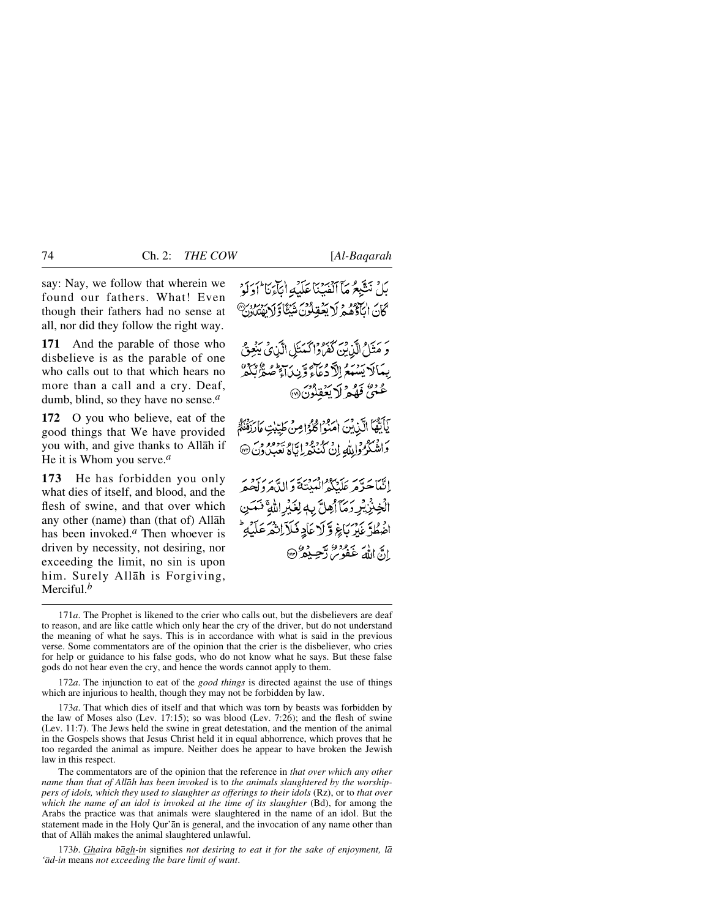say: Nay, we follow that wherein we found our fathers. What! Even though their fathers had no sense at all, nor did they follow the right way.

بَلْ نَتَّبِعُ مَآ اَلْفَيْنَا عَلَيْهِ اٰبَآءَنَا ؕ اَوَلَوْ كَانَ اٰبَآؤُهُمْ لَا يَعْقِلُوْنَ شَيْـًٔا وَّلَا يَهْتَدُوْنَ ﴿۱۷۰﴾

**171** And the parable of those who disbelieve is as the parable of one who calls out to that which hears no more than a call and a cry. Deaf, dumb, blind, so they have no sense.[a]

وَمَثَلُ الَّذِيْنَ كَفَرُوْا كَمَثَلِ الَّذِىْ يَنْعِقُ بِمَا لَا يَسْمَعُ اِلَّا دُعَآءً وَّنِدَآءً ؕ صُمٌّۢ بُكْمٌ عُمْىٌ فَهُمْ لَا يَعْقِلُوْنَ ﴿۱۷۱﴾

**172** O you who believe, eat of the good things that We have provided you with, and give thanks to Allāh if He it is Whom you serve.[a]

يٰٓاَيُّهَا الَّذِيْنَ اٰمَنُوْا كُلُوْا مِنْ طَيِّبٰتِ مَا رَزَقْنٰكُمْ وَاشْكُرُوْا لِلّٰهِ اِنْ كُنْتُمْ اِيَّاهُ تَعْبُدُوْنَ ﴿۱۷۲﴾

**173** He has forbidden you only what dies of itself, and blood, and the flesh of swine, and that over which any other (name) than (that of) Allāh has been invoked.[a] Then whoever is driven by necessity, not desiring, nor exceeding the limit, no sin is upon him. Surely Allāh is Forgiving, Merciful.[b]

اِنَّمَا حَرَّمَ عَلَيْكُمُ الْمَيْتَةَ وَالدَّمَ وَلَحْمَ الْخِنْزِيْرِ وَمَآ اُهِلَّ بِهٖ لِغَيْرِ اللّٰهِ ۚ فَمَنِ اضْطُرَّ غَيْرَ بَاغٍ وَّلَا عَادٍ فَلَآ اِثْمَ عَلَيْهِ ؕ اِنَّ اللّٰهَ غَفُوْرٌ رَّحِيْمٌ ﴿۱۷۳﴾

---

171*a*. The Prophet is likened to the crier who calls out, but the disbelievers are deaf to reason, and are like cattle which only hear the cry of the driver, but do not understand the meaning of what he says. This is in accordance with what is said in the previous verse. Some commentators are of the opinion that the crier is the disbeliever, who cries for help or guidance to his false gods, who do not know what he says. But these false gods do not hear even the cry, and hence the words cannot apply to them.

172*a*. The injunction to eat of the *good things* is directed against the use of things which are injurious to health, though they may not be forbidden by law.

173*a*. That which dies of itself and that which was torn by beasts was forbidden by the law of Moses also (Lev. 17:15); so was blood (Lev. 7:26); and the flesh of swine (Lev. 11:7). The Jews held the swine in great detestation, and the mention of the animal in the Gospels shows that Jesus Christ held it in equal abhorrence, which proves that he too regarded the animal as impure. Neither does he appear to have broken the Jewish law in this respect.

The commentators are of the opinion that the reference in *that over which any other name than that of Allāh has been invoked* is to *the animals slaughtered by the worshippers of idols, which they used to slaughter as offerings to their idols* (Rz), or to *that over which the name of an idol is invoked at the time of its slaughter* (Bd), for among the Arabs the practice was that animals were slaughtered in the name of an idol. But the statement made in the Holy Qur'ān is general, and the invocation of any name other than that of Allāh makes the animal slaughtered unlawful.

173*b*. *Ghaira bāgh-in* signifies *not desiring to eat it for the sake of enjoyment, lā 'ād-in* means *not exceeding the bare limit of want*.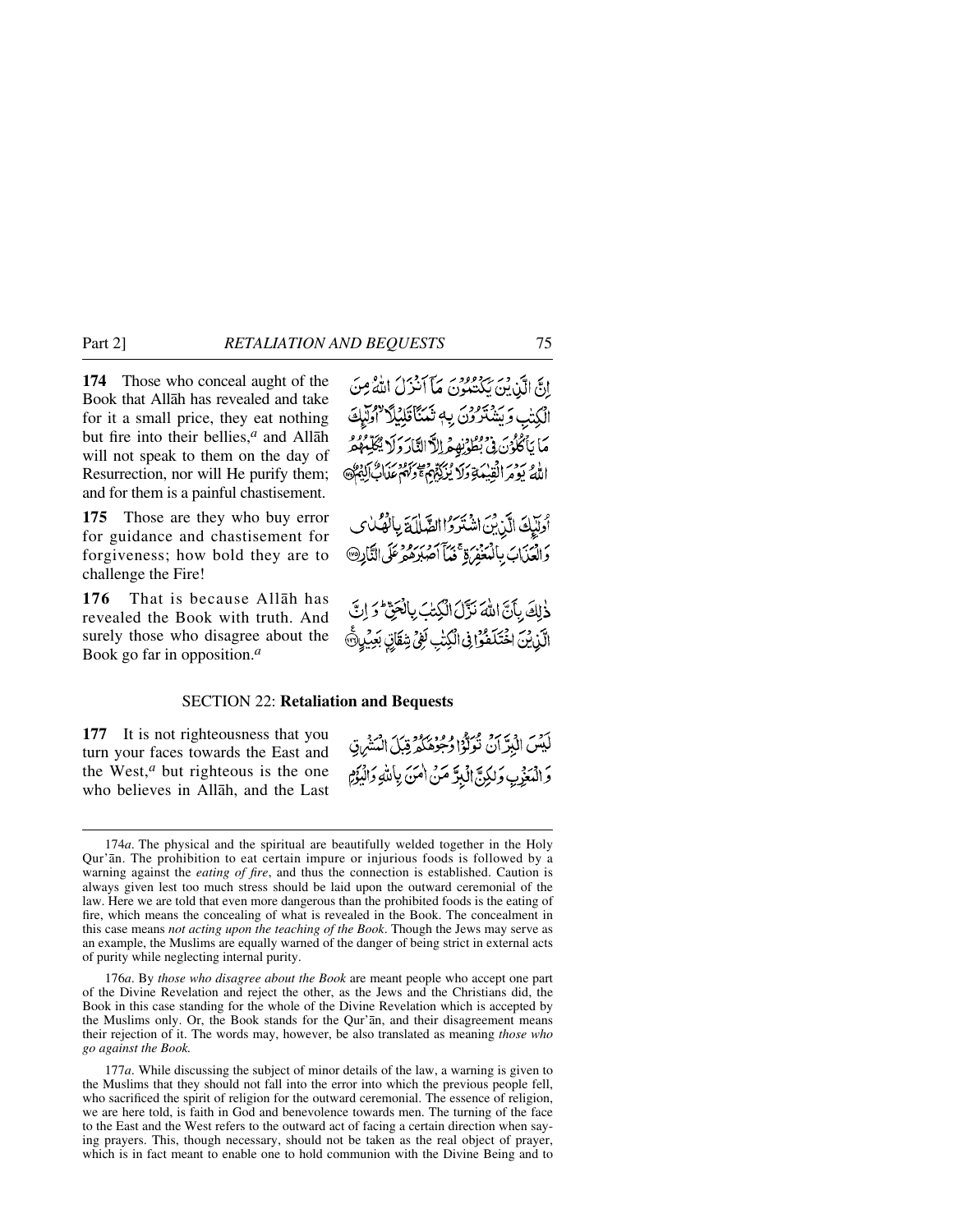**174** Those who conceal aught of the Book that Allāh has revealed and take for it a small price, they eat nothing but fire into their bellies,[a] and Allāh will not speak to them on the day of Resurrection, nor will He purify them; and for them is a painful chastisement.

إِنَّ الَّذِينَ يَكْتُمُونَ مَا أَنزَلَ اللَّهُ مِنَ الْكِتَابِ وَيَشْتَرُونَ بِهِ ثَمَنًا قَلِيلًا ۙ أُولَٰئِكَ مَا يَأْكُلُونَ فِي بُطُونِهِمْ إِلَّا النَّارَ وَلَا يُكَلِّمُهُمُ اللَّهُ يَوْمَ الْقِيَامَةِ وَلَا يُزَكِّيهِمْ وَلَهُمْ عَذَابٌ أَلِيمٌ ﴿١٧٤﴾

**175** Those are they who buy error for guidance and chastisement for forgiveness; how bold they are to challenge the Fire!

أُولَٰئِكَ الَّذِينَ اشْتَرَوُا الضَّلَالَةَ بِالْهُدَىٰ وَالْعَذَابَ بِالْمَغْفِرَةِ ۚ فَمَا أَصْبَرَهُمْ عَلَى النَّارِ ﴿١٧٥﴾

**176** That is because Allāh has revealed the Book with truth. And surely those who disagree about the Book go far in opposition.[a]

ذَٰلِكَ بِأَنَّ اللَّهَ نَزَّلَ الْكِتَابَ بِالْحَقِّ ۗ وَإِنَّ الَّذِينَ اخْتَلَفُوا فِي الْكِتَابِ لَفِي شِقَاقٍ بَعِيدٍ ﴿١٧٦﴾

## SECTION 22: **Retaliation and Bequests**

**177** It is not righteousness that you turn your faces towards the East and the West,[a] but righteous is the one who believes in Allāh, and the Last

لَّيْسَ الْبِرَّ أَن تُوَلُّوا وُجُوهَكُمْ قِبَلَ الْمَشْرِقِ وَالْمَغْرِبِ وَلَٰكِنَّ الْبِرَّ مَنْ آمَنَ بِاللَّهِ وَالْيَوْمِ

---

174*a*. The physical and the spiritual are beautifully welded together in the Holy Qur'ān. The prohibition to eat certain impure or injurious foods is followed by a warning against the *eating of fire*, and thus the connection is established. Caution is always given lest too much stress should be laid upon the outward ceremonial of the law. Here we are told that even more dangerous than the prohibited foods is the eating of fire, which means the concealing of what is revealed in the Book. The concealment in this case means *not acting upon the teaching of the Book*. Though the Jews may serve as an example, the Muslims are equally warned of the danger of being strict in external acts of purity while neglecting internal purity.

176*a*. By *those who disagree about the Book* are meant people who accept one part of the Divine Revelation and reject the other, as the Jews and the Christians did, the Book in this case standing for the whole of the Divine Revelation which is accepted by the Muslims only. Or, the Book stands for the Qur'ān, and their disagreement means their rejection of it. The words may, however, be also translated as meaning *those who go against the Book.*

177*a*. While discussing the subject of minor details of the law, a warning is given to the Muslims that they should not fall into the error into which the previous people fell, who sacrificed the spirit of religion for the outward ceremonial. The essence of religion, we are here told, is faith in God and benevolence towards men. The turning of the face to the East and the West refers to the outward act of facing a certain direction when saying prayers. This, though necessary, should not be taken as the real object of prayer, which is in fact meant to enable one to hold communion with the Divine Being and to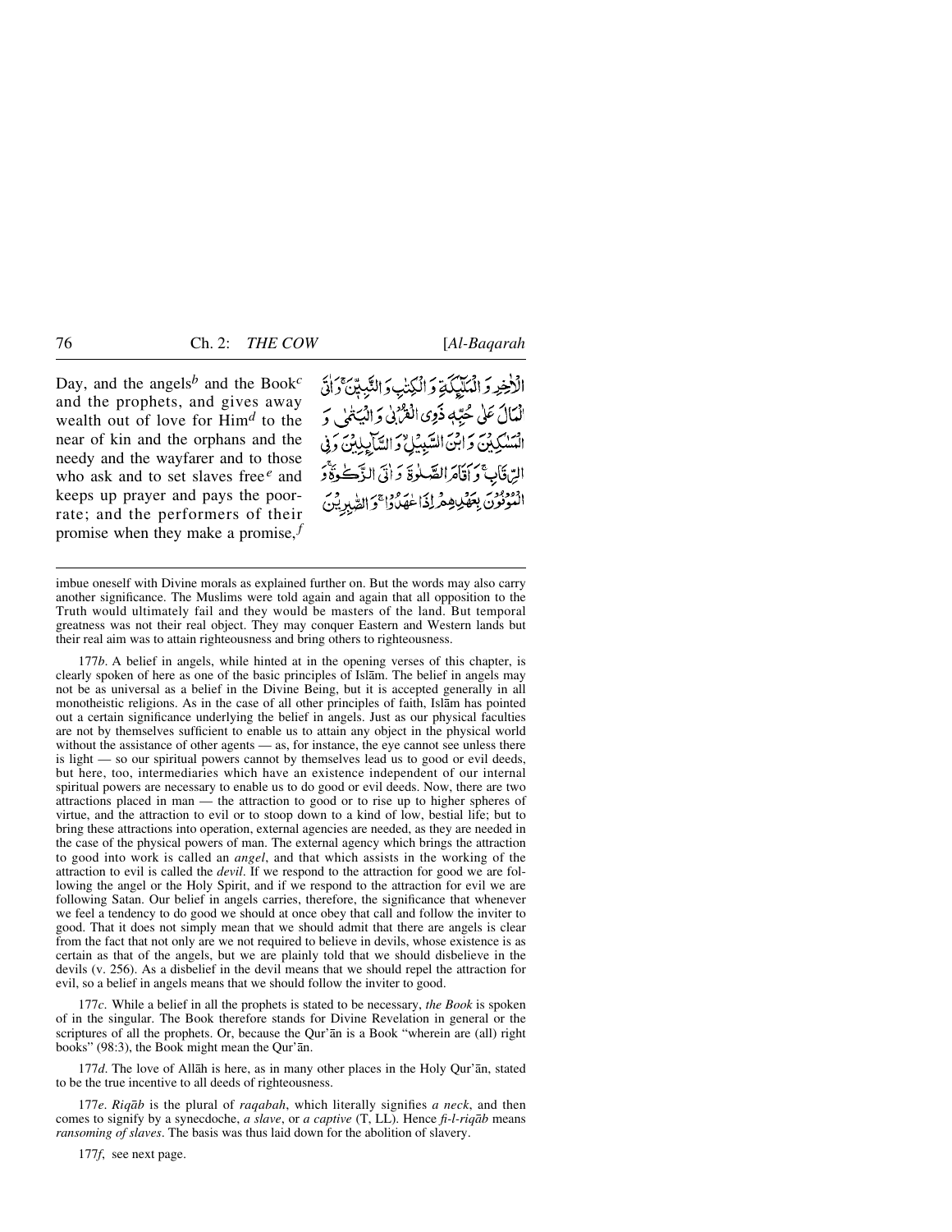Day, and the angels[b] and the Book[c] and the prophets, and gives away wealth out of love for Him[d] to the near of kin and the orphans and the needy and the wayfarer and to those who ask and to set slaves free[e] and keeps up prayer and pays the poor-rate; and the performers of their promise when they make a promise,[f]

الْاٰخِرِ وَ الْمَلٰٓئِكَةِ وَ الْكِتٰبِ وَ النَّبِيّٖنَ ۚ وَ اٰتَى الْمَالَ عَلٰى حُبِّهٖ ذَوِي الْقُرْبٰى وَ الْيَتٰمٰى وَ الْمَسٰكِيْنَ وَ ابْنَ السَّبِيْلِ ۙ وَ السَّآئِلِيْنَ وَ فِي الرِّقَابِ ۚ وَ اَقَامَ الصَّلٰوةَ وَ اٰتَى الزَّكٰوةَ ۚ وَ الْمُوْفُوْنَ بِعَهْدِهِمْ اِذَا عٰهَدُوْا ۚ وَ الصّٰبِرِيْنَ

---

imbue oneself with Divine morals as explained further on. But the words may also carry another significance. The Muslims were told again and again that all opposition to the Truth would ultimately fail and they would be masters of the land. But temporal greatness was not their real object. They may conquer Eastern and Western lands but their real aim was to attain righteousness and bring others to righteousness.

177*b*. A belief in angels, while hinted at in the opening verses of this chapter, is clearly spoken of here as one of the basic principles of Islām. The belief in angels may not be as universal as a belief in the Divine Being, but it is accepted generally in all monotheistic religions. As in the case of all other principles of faith, Islām has pointed out a certain significance underlying the belief in angels. Just as our physical faculties are not by themselves sufficient to enable us to attain any object in the physical world without the assistance of other agents — as, for instance, the eye cannot see unless there is light — so our spiritual powers cannot by themselves lead us to good or evil deeds, but here, too, intermediaries which have an existence independent of our internal spiritual powers are necessary to enable us to do good or evil deeds. Now, there are two attractions placed in man — the attraction to good or to rise up to higher spheres of virtue, and the attraction to evil or to stoop down to a kind of low, bestial life; but to bring these attractions into operation, external agencies are needed, as they are needed in the case of the physical powers of man. The external agency which brings the attraction to good into work is called an *angel*, and that which assists in the working of the attraction to evil is called the *devil*. If we respond to the attraction for good we are following the angel or the Holy Spirit, and if we respond to the attraction for evil we are following Satan. Our belief in angels carries, therefore, the significance that whenever we feel a tendency to do good we should at once obey that call and follow the inviter to good. That it does not simply mean that we should admit that there are angels is clear from the fact that not only are we not required to believe in devils, whose existence is as certain as that of the angels, but we are plainly told that we should disbelieve in the devils (v. 256). As a disbelief in the devil means that we should repel the attraction for evil, so a belief in angels means that we should follow the inviter to good.

177*c*. While a belief in all the prophets is stated to be necessary, *the Book* is spoken of in the singular. The Book therefore stands for Divine Revelation in general or the scriptures of all the prophets. Or, because the Qur'ān is a Book "wherein are (all) right books" (98:3), the Book might mean the Qur'ān.

177*d*. The love of Allāh is here, as in many other places in the Holy Qur'ān, stated to be the true incentive to all deeds of righteousness.

177*e*. *Riqāb* is the plural of *raqabah*, which literally signifies *a neck*, and then comes to signify by a synecdoche, *a slave*, or *a captive* (T, LL). Hence *fi-l-riqāb* means *ransoming of slaves*. The basis was thus laid down for the abolition of slavery.

177*f*, see next page.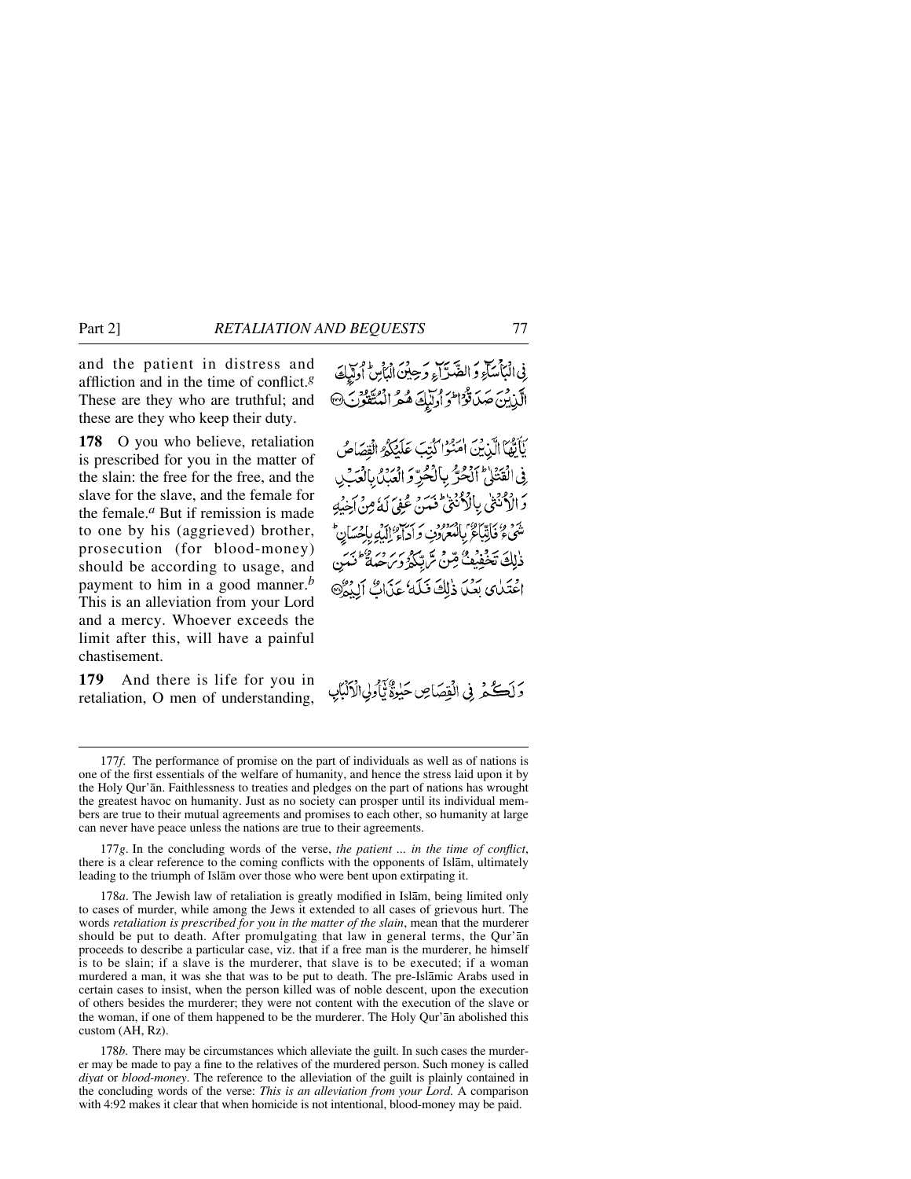and the patient in distress and affliction and in the time of conflict.[g] These are they who are truthful; and these are they who keep their duty.

فِي الْبَأْسَاءِ وَالضَّرَّاءِ وَحِينَ الْبَأْسِ ۗ أُولَٰئِكَ الَّذِينَ صَدَقُوا ۖ وَأُولَٰئِكَ هُمُ الْمُتَّقُونَ ﴿١٧٧﴾

**178** O you who believe, retaliation is prescribed for you in the matter of the slain: the free for the free, and the slave for the slave, and the female for the female.[a] But if remission is made to one by his (aggrieved) brother, prosecution (for blood-money) should be according to usage, and payment to him in a good manner.[b] This is an alleviation from your Lord and a mercy. Whoever exceeds the limit after this, will have a painful chastisement.

يَا أَيُّهَا الَّذِينَ آمَنُوا كُتِبَ عَلَيْكُمُ الْقِصَاصُ فِي الْقَتْلَى ۖ الْحُرُّ بِالْحُرِّ وَالْعَبْدُ بِالْعَبْدِ وَالْأُنْثَىٰ بِالْأُنْثَىٰ ۚ فَمَنْ عُفِيَ لَهُ مِنْ أَخِيهِ شَيْءٌ فَاتِّبَاعٌ بِالْمَعْرُوفِ وَأَدَاءٌ إِلَيْهِ بِإِحْسَانٍ ۗ ذَٰلِكَ تَخْفِيفٌ مِنْ رَبِّكُمْ وَرَحْمَةٌ ۗ فَمَنِ اعْتَدَىٰ بَعْدَ ذَٰلِكَ فَلَهُ عَذَابٌ أَلِيمٌ ﴿١٧٨﴾

**179** And there is life for you in retaliation, O men of understanding,

وَلَكُمْ فِي الْقِصَاصِ حَيَاةٌ يَا أُولِي الْأَلْبَابِ

---

177*f*. The performance of promise on the part of individuals as well as of nations is one of the first essentials of the welfare of humanity, and hence the stress laid upon it by the Holy Qur'ān. Faithlessness to treaties and pledges on the part of nations has wrought the greatest havoc on humanity. Just as no society can prosper until its individual members are true to their mutual agreements and promises to each other, so humanity at large can never have peace unless the nations are true to their agreements.

177*g*. In the concluding words of the verse, *the patient ... in the time of conflict*, there is a clear reference to the coming conflicts with the opponents of Islām, ultimately leading to the triumph of Islām over those who were bent upon extirpating it.

178*a*. The Jewish law of retaliation is greatly modified in Islām, being limited only to cases of murder, while among the Jews it extended to all cases of grievous hurt. The words *retaliation is prescribed for you in the matter of the slain*, mean that the murderer should be put to death. After promulgating that law in general terms, the Qur'ān proceeds to describe a particular case, viz. that if a free man is the murderer, he himself is to be slain; if a slave is the murderer, that slave is to be executed; if a woman murdered a man, it was she that was to be put to death. The pre-Islāmic Arabs used in certain cases to insist, when the person killed was of noble descent, upon the execution of others besides the murderer; they were not content with the execution of the slave or the woman, if one of them happened to be the murderer. The Holy Qur'ān abolished this custom (AH, Rz).

178*b*. There may be circumstances which alleviate the guilt. In such cases the murderer may be made to pay a fine to the relatives of the murdered person. Such money is called *diyat* or *blood-money*. The reference to the alleviation of the guilt is plainly contained in the concluding words of the verse: *This is an alleviation from your Lord*. A comparison with 4:92 makes it clear that when homicide is not intentional, blood-money may be paid.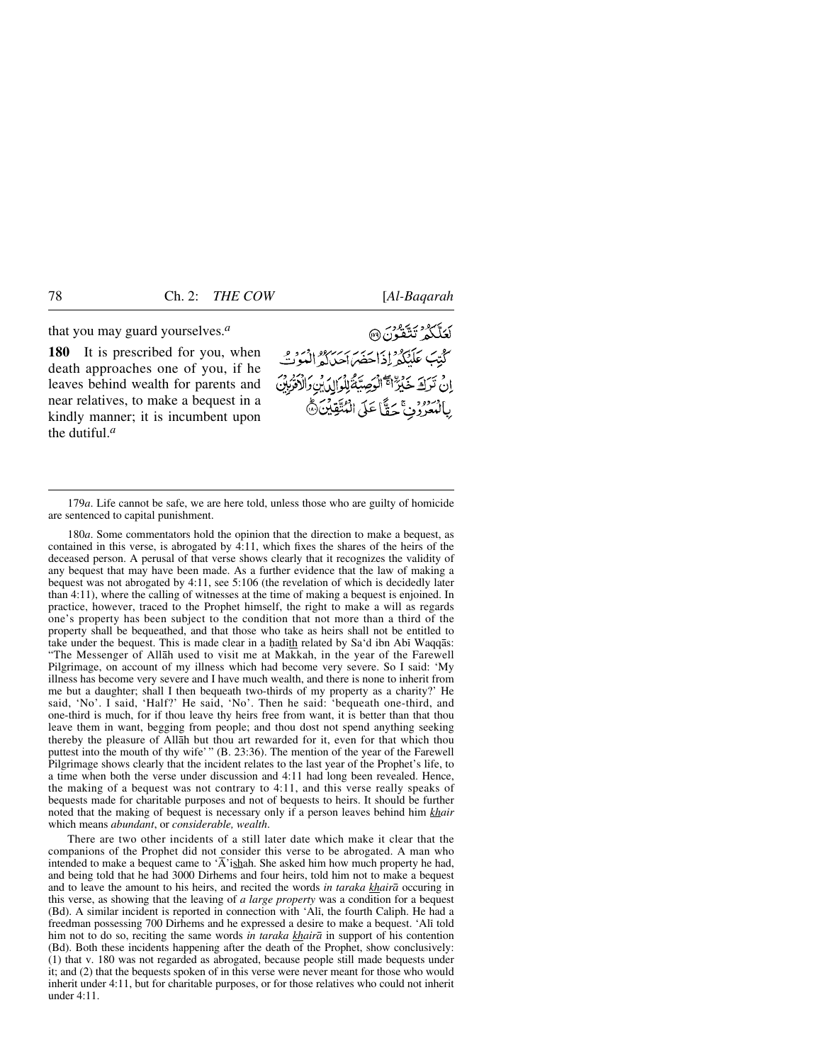that you may guard yourselves.*a*

لَعَلَّكُمْ تَتَّقُوْنَ ﴿١٧٩﴾

**180** It is prescribed for you, when death approaches one of you, if he leaves behind wealth for parents and near relatives, to make a bequest in a kindly manner; it is incumbent upon the dutiful.*a*

كُتِبَ عَلَيْكُمْ اِذَا حَضَرَ اَحَدَكُمُ الْمَوْتُ اِنْ تَرَكَ خَيْرَا ۖۚ الْوَصِيَّةُ لِلْوَالِدَيْنِ وَالْاَقْرَبِيْنَ بِالْمَعْرُوْفِ ۚ حَقًّا عَلَى الْمُتَّقِيْنَ ﴿١٨٠﴾

---

179*a*. Life cannot be safe, we are here told, unless those who are guilty of homicide are sentenced to capital punishment.

180*a*. Some commentators hold the opinion that the direction to make a bequest, as contained in this verse, is abrogated by 4:11, which fixes the shares of the heirs of the deceased person. A perusal of that verse shows clearly that it recognizes the validity of any bequest that may have been made. As a further evidence that the law of making a bequest was not abrogated by 4:11, see 5:106 (the revelation of which is decidedly later than 4:11), where the calling of witnesses at the time of making a bequest is enjoined. In practice, however, traced to the Prophet himself, the right to make a will as regards one's property has been subject to the condition that not more than a third of the property shall be bequeathed, and that those who take as heirs shall not be entitled to take under the bequest. This is made clear in a ḥadīth related by Sa'd ibn Abī Waqqās: "The Messenger of Allāh used to visit me at Makkah, in the year of the Farewell Pilgrimage, on account of my illness which had become very severe. So I said: 'My illness has become very severe and I have much wealth, and there is none to inherit from me but a daughter; shall I then bequeath two-thirds of my property as a charity?' He said, 'No'. I said, 'Half?' He said, 'No'. Then he said: 'bequeath one-third, and one-third is much, for if thou leave thy heirs free from want, it is better than that thou leave them in want, begging from people; and thou dost not spend anything seeking thereby the pleasure of Allāh but thou art rewarded for it, even for that which thou puttest into the mouth of thy wife'" (B. 23:36). The mention of the year of the Farewell Pilgrimage shows clearly that the incident relates to the last year of the Prophet's life, to a time when both the verse under discussion and 4:11 had long been revealed. Hence, the making of a bequest was not contrary to 4:11, and this verse really speaks of bequests made for charitable purposes and not of bequests to heirs. It should be further noted that the making of bequest is necessary only if a person leaves behind him *khair* which means *abundant*, or *considerable, wealth*.

There are two other incidents of a still later date which make it clear that the companions of the Prophet did not consider this verse to be abrogated. A man who intended to make a bequest came to 'Ā'ishah. She asked him how much property he had, and being told that he had 3000 Dirhems and four heirs, told him not to make a bequest and to leave the amount to his heirs, and recited the words *in taraka khairā* occuring in this verse, as showing that the leaving of *a large property* was a condition for a bequest (Bd). A similar incident is reported in connection with 'Alī, the fourth Caliph. He had a freedman possessing 700 Dirhems and he expressed a desire to make a bequest. 'Alī told him not to do so, reciting the same words *in taraka khairā* in support of his contention (Bd). Both these incidents happening after the death of the Prophet, show conclusively: (1) that v. 180 was not regarded as abrogated, because people still made bequests under it; and (2) that the bequests spoken of in this verse were never meant for those who would inherit under 4:11, but for charitable purposes, or for those relatives who could not inherit under 4:11.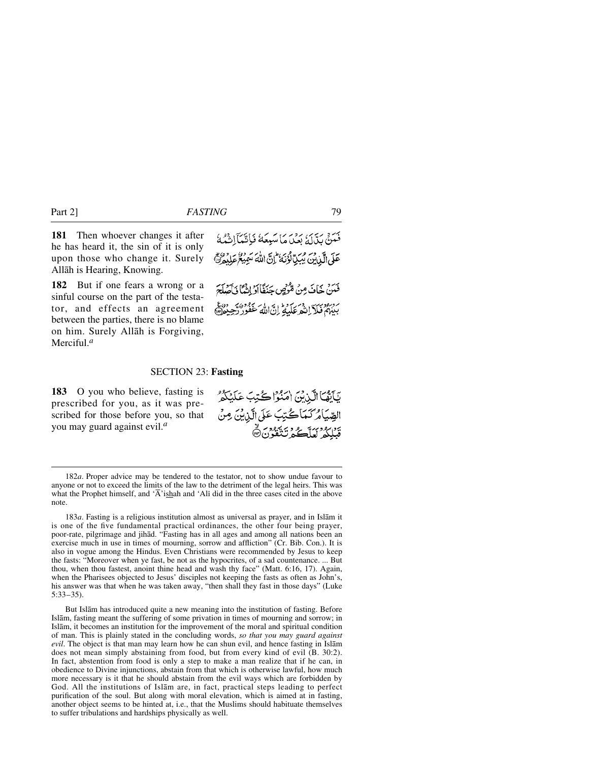**181** Then whoever changes it after he has heard it, the sin of it is only upon those who change it. Surely Allāh is Hearing, Knowing.

فَمَنْۢ بَدَّلَهٗ بَعْدَ مَا سَمِعَهٗ فَاِنَّمَآ اِثْمُهٗ عَلَى الَّذِيْنَ يُبَدِّلُوْنَهٗ ؕ اِنَّ اللّٰهَ سَمِيْعٌ عَلِيْمٌ ﴿۱۸۱﴾

**182** But if one fears a wrong or a sinful course on the part of the testator, and effects an agreement between the parties, there is no blame on him. Surely Allāh is Forgiving, Merciful.[a]

فَمَنْ خَافَ مِنْ مُّوْصٍ جَنَفًا اَوْ اِثْمًا فَاَصْلَحَ بَيْنَهُمْ فَلَآ اِثْمَ عَلَيْهِ ؕ اِنَّ اللّٰهَ غَفُوْرٌ رَّحِيْمٌ ﴿۱۸۲﴾

## SECTION 23: **Fasting**

**183** O you who believe, fasting is prescribed for you, as it was prescribed for those before you, so that you may guard against evil.[a]

يٰۤاَيُّهَا الَّذِيْنَ اٰمَنُوْا كُتِبَ عَلَيْكُمُ الصِّيَامُ كَمَا كُتِبَ عَلَى الَّذِيْنَ مِنْ قَبْلِكُمْ لَعَلَّكُمْ تَتَّقُوْنَ ۙ﴿۱۸۳﴾

---

182*a*. Proper advice may be tendered to the testator, not to show undue favour to anyone or not to exceed the limits of the law to the detriment of the legal heirs. This was what the Prophet himself, and 'Ā'ishah and 'Alī did in the three cases cited in the above note.

183*a*. Fasting is a religious institution almost as universal as prayer, and in Islām it is one of the five fundamental practical ordinances, the other four being prayer, poor-rate, pilgrimage and jihād. "Fasting has in all ages and among all nations been an exercise much in use in times of mourning, sorrow and affliction" (Cr. Bib. Con.). It is also in vogue among the Hindus. Even Christians were recommended by Jesus to keep the fasts: "Moreover when ye fast, be not as the hypocrites, of a sad countenance. ... But thou, when thou fastest, anoint thine head and wash thy face" (Matt. 6:16, 17). Again, when the Pharisees objected to Jesus' disciples not keeping the fasts as often as John's, his answer was that when he was taken away, "then shall they fast in those days" (Luke 5:33–35).

But Islām has introduced quite a new meaning into the institution of fasting. Before Islām, fasting meant the suffering of some privation in times of mourning and sorrow; in Islām, it becomes an institution for the improvement of the moral and spiritual condition of man. This is plainly stated in the concluding words, *so that you may guard against evil*. The object is that man may learn how he can shun evil, and hence fasting in Islām does not mean simply abstaining from food, but from every kind of evil (B. 30:2). In fact, abstention from food is only a step to make a man realize that if he can, in obedience to Divine injunctions, abstain from that which is otherwise lawful, how much more necessary is it that he should abstain from the evil ways which are forbidden by God. All the institutions of Islām are, in fact, practical steps leading to perfect purification of the soul. But along with moral elevation, which is aimed at in fasting, another object seems to be hinted at, i.e., that the Muslims should habituate themselves to suffer tribulations and hardships physically as well.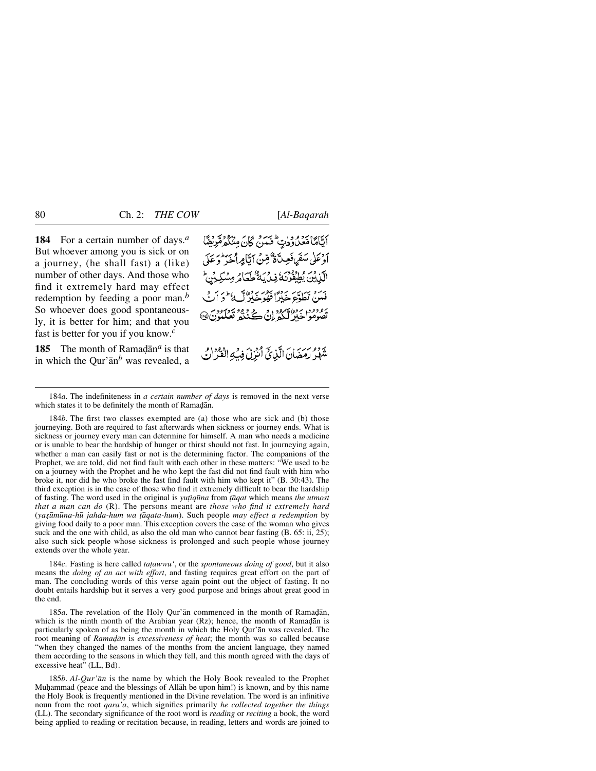**184** For a certain number of days.[a] But whoever among you is sick or on a journey, (he shall fast) a (like) number of other days. And those who find it extremely hard may effect redemption by feeding a poor man.[b] So whoever does good spontaneously, it is better for him; and that you fast is better for you if you know.[c]

أَيَّامًا مَّعْدُودَٰتٍ ۚ فَمَن كَانَ مِنكُم مَّرِيضًا أَوْ عَلَىٰ سَفَرٍ فَعِدَّةٌ مِّنْ أَيَّامٍ أُخَرَ ۚ وَعَلَى الَّذِينَ يُطِيقُونَهُۥ فِدْيَةٌ طَعَامُ مِسْكِينٍ ۖ فَمَن تَطَوَّعَ خَيْرًا فَهُوَ خَيْرٌ لَّهُۥ ۚ وَأَن تَصُومُوا۟ خَيْرٌ لَّكُمْ ۖ إِن كُنتُمْ تَعْلَمُونَ ﴿١٨٤﴾

**185** The month of Ramaḍān[a] is that in which the Qur'ān[b] was revealed, a

شَهْرُ رَمَضَانَ الَّذِىٓ أُنزِلَ فِيهِ الْقُرْءَانُ

---

184*a*. The indefiniteness in *a certain number of days* is removed in the next verse which states it to be definitely the month of Ramaḍān.

184*b*. The first two classes exempted are (a) those who are sick and (b) those journeying. Both are required to fast afterwards when sickness or journey ends. What is sickness or journey every man can determine for himself. A man who needs a medicine or is unable to bear the hardship of hunger or thirst should not fast. In journeying again, whether a man can easily fast or not is the determining factor. The companions of the Prophet, we are told, did not find fault with each other in these matters: "We used to be on a journey with the Prophet and he who kept the fast did not find fault with him who broke it, nor did he who broke the fast find fault with him who kept it" (B. 30:43). The third exception is in the case of those who find it extremely difficult to bear the hardship of fasting. The word used in the original is *yuṭīqūna* from *ṭāqat* which means *the utmost that a man can do* (R). The persons meant are *those who find it extremely hard* (*yaṣūmūna-hū jahda-hum wa ṭāqata-hum*). Such people *may effect a redemption* by giving food daily to a poor man. This exception covers the case of the woman who gives suck and the one with child, as also the old man who cannot bear fasting (B. 65: ii, 25); also such sick people whose sickness is prolonged and such people whose journey extends over the whole year.

184*c*. Fasting is here called *taṭawwu'*, or the *spontaneous doing of good*, but it also means the *doing of an act with effort*, and fasting requires great effort on the part of man. The concluding words of this verse again point out the object of fasting. It no doubt entails hardship but it serves a very good purpose and brings about great good in the end.

185*a*. The revelation of the Holy Qur'ān commenced in the month of Ramaḍān, which is the ninth month of the Arabian year (Rz); hence, the month of Ramaḍān is particularly spoken of as being the month in which the Holy Qur'ān was revealed. The root meaning of *Ramaḍān* is *excessiveness of heat*; the month was so called because "when they changed the names of the months from the ancient language, they named them according to the seasons in which they fell, and this month agreed with the days of excessive heat" (LL, Bd).

185*b*. *Al-Qur'ān* is the name by which the Holy Book revealed to the Prophet Muḥammad (peace and the blessings of Allāh be upon him!) is known, and by this name the Holy Book is frequently mentioned in the Divine revelation. The word is an infinitive noun from the root *qara'a*, which signifies primarily *he collected together the things* (LL). The secondary significance of the root word is *reading* or *reciting* a book, the word being applied to reading or recitation because, in reading, letters and words are joined to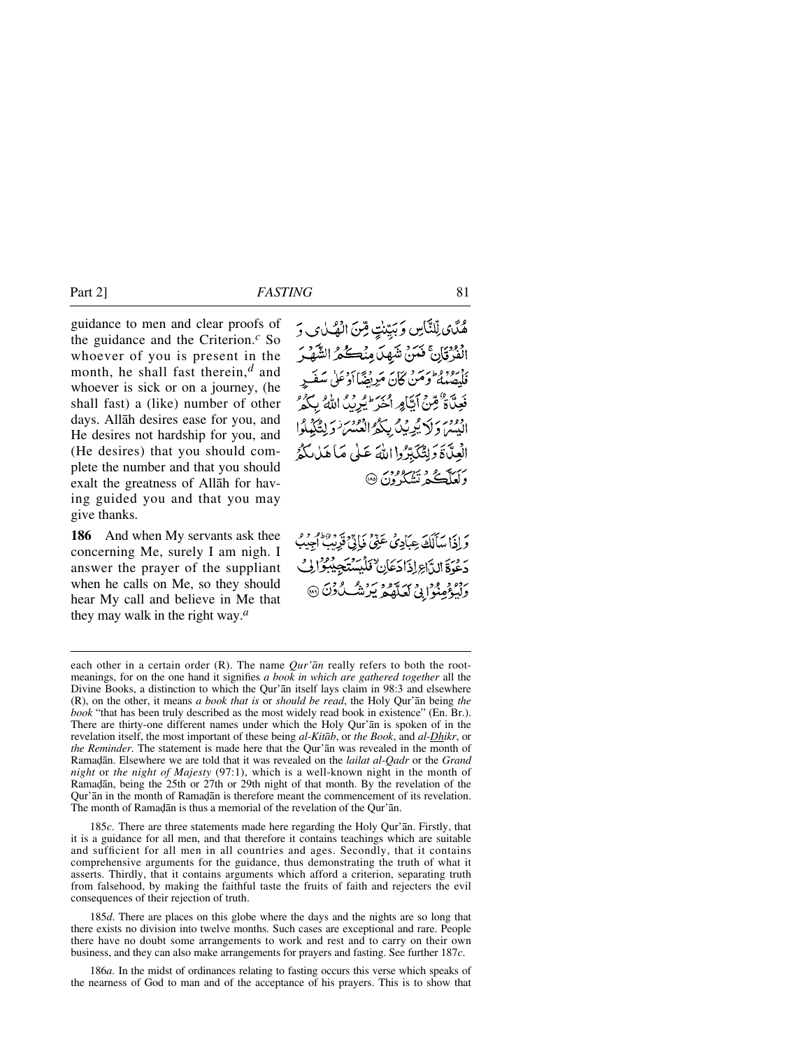guidance to men and clear proofs of the guidance and the Criterion.[c] So whoever of you is present in the month, he shall fast therein,[d] and whoever is sick or on a journey, (he shall fast) a (like) number of other days. Allāh desires ease for you, and He desires not hardship for you, and (He desires) that you should complete the number and that you should exalt the greatness of Allāh for having guided you and that you may give thanks.

هُدًى لِّلنَّاسِ وَبَيِّنٰتٍ مِّنَ الْهُدٰى وَالْفُرْقَانِ ۚ فَمَنْ شَهِدَ مِنْكُمُ الشَّهْرَ فَلْيَصُمْهُ ۖ وَمَنْ كَانَ مَرِيْضًا اَوْ عَلٰى سَفَرٍ فَعِدَّةٌ مِّنْ اَيَّامٍ اُخَرَ ۗ يُرِيْدُ اللّٰهُ بِكُمُ الْيُسْرَ وَلَا يُرِيْدُ بِكُمُ الْعُسْرَ ۫ وَلِتُكْمِلُوا الْعِدَّةَ وَلِتُكَبِّرُوا اللّٰهَ عَلٰى مَا هَدٰىكُمْ وَلَعَلَّكُمْ تَشْكُرُوْنَ ﴿۱۸۵﴾

**186** And when My servants ask thee concerning Me, surely I am nigh. I answer the prayer of the suppliant when he calls on Me, so they should hear My call and believe in Me that they may walk in the right way.[a]

وَاِذَا سَاَلَكَ عِبَادِيْ عَنِّيْ فَاِنِّيْ قَرِيْبٌ ۗ اُجِيْبُ دَعْوَةَ الدَّاعِ اِذَا دَعَانِ ۙ فَلْيَسْتَجِيْبُوْا لِيْ وَلْيُؤْمِنُوْا بِيْ لَعَلَّهُمْ يَرْشُدُوْنَ ﴿۱۸۶﴾

---

each other in a certain order (R). The name *Qur'ān* really refers to both the root-meanings, for on the one hand it signifies *a book in which are gathered together* all the Divine Books, a distinction to which the Qur'ān itself lays claim in 98:3 and elsewhere (R), on the other, it means *a book that is* or *should be read*, the Holy Qur'ān being *the book* "that has been truly described as the most widely read book in existence" (En. Br.). There are thirty-one different names under which the Holy Qur'ān is spoken of in the revelation itself, the most important of these being *al-Kitāb*, or *the Book*, and *al-Dhikr*, or *the Reminder*. The statement is made here that the Qur'ān was revealed in the month of Ramaḍān. Elsewhere we are told that it was revealed on the *lailat al-Qadr* or the *Grand night* or *the night of Majesty* (97:1), which is a well-known night in the month of Ramaḍān, being the 25th or 27th or 29th night of that month. By the revelation of the Qur'ān in the month of Ramaḍān is therefore meant the commencement of its revelation. The month of Ramaḍān is thus a memorial of the revelation of the Qur'ān.

185*c*. There are three statements made here regarding the Holy Qur'ān. Firstly, that it is a guidance for all men, and that therefore it contains teachings which are suitable and sufficient for all men in all countries and ages. Secondly, that it contains comprehensive arguments for the guidance, thus demonstrating the truth of what it asserts. Thirdly, that it contains arguments which afford a criterion, separating truth from falsehood, by making the faithful taste the fruits of faith and rejecters the evil consequences of their rejection of truth.

185*d*. There are places on this globe where the days and the nights are so long that there exists no division into twelve months. Such cases are exceptional and rare. People there have no doubt some arrangements to work and rest and to carry on their own business, and they can also make arrangements for prayers and fasting. See further 187*c*.

186*a*. In the midst of ordinances relating to fasting occurs this verse which speaks of the nearness of God to man and of the acceptance of his prayers. This is to show that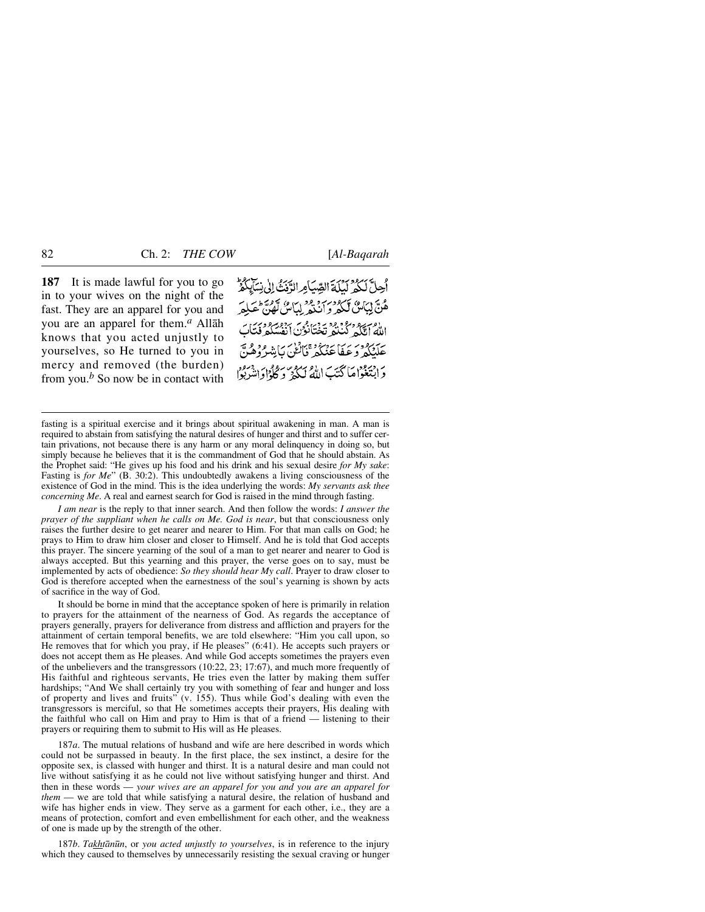**187** It is made lawful for you to go in to your wives on the night of the fast. They are an apparel for you and you are an apparel for them.[a] Allāh knows that you acted unjustly to yourselves, so He turned to you in mercy and removed (the burden) from you.[b] So now be in contact with

أُحِلَّ لَكُمْ لَيْلَةَ الصِّيَامِ الرَّفَثُ إِلَىٰ نِسَآئِكُمْ ۚ هُنَّ لِبَاسٌ لَّكُمْ وَأَنتُمْ لِبَاسٌ لَّهُنَّ ۗ عَلِمَ اللَّهُ أَنَّكُمْ كُنتُمْ تَخْتَانُونَ أَنفُسَكُمْ فَتَابَ عَلَيْكُمْ وَعَفَا عَنكُمْ ۖ فَالْـَٔانَ بَاشِرُوهُنَّ وَابْتَغُوا مَا كَتَبَ اللَّهُ لَكُمْ ۚ وَكُلُوا وَاشْرَبُوا

---

fasting is a spiritual exercise and it brings about spiritual awakening in man. A man is required to abstain from satisfying the natural desires of hunger and thirst and to suffer certain privations, not because there is any harm or any moral delinquency in doing so, but simply because he believes that it is the commandment of God that he should abstain. As the Prophet said: "He gives up his food and his drink and his sexual desire *for My sake*: Fasting is *for Me*" (B. 30:2). This undoubtedly awakens a living consciousness of the existence of God in the mind. This is the idea underlying the words: *My servants ask thee concerning Me*. A real and earnest search for God is raised in the mind through fasting.

*I am near* is the reply to that inner search. And then follow the words: *I answer the prayer of the suppliant when he calls on Me. God is near*, but that consciousness only raises the further desire to get nearer and nearer to Him. For that man calls on God; he prays to Him to draw him closer and closer to Himself. And he is told that God accepts this prayer. The sincere yearning of the soul of a man to get nearer and nearer to God is always accepted. But this yearning and this prayer, the verse goes on to say, must be implemented by acts of obedience: *So they should hear My call*. Prayer to draw closer to God is therefore accepted when the earnestness of the soul's yearning is shown by acts of sacrifice in the way of God.

It should be borne in mind that the acceptance spoken of here is primarily in relation to prayers for the attainment of the nearness of God. As regards the acceptance of prayers generally, prayers for deliverance from distress and affliction and prayers for the attainment of certain temporal benefits, we are told elsewhere: "Him you call upon, so He removes that for which you pray, if He pleases" (6:41). He accepts such prayers or does not accept them as He pleases. And while God accepts sometimes the prayers even of the unbelievers and the transgressors (10:22, 23; 17:67), and much more frequently of His faithful and righteous servants, He tries even the latter by making them suffer hardships; "And We shall certainly try you with something of fear and hunger and loss of property and lives and fruits" (v. 155). Thus while God's dealing with even the transgressors is merciful, so that He sometimes accepts their prayers, His dealing with the faithful who call on Him and pray to Him is that of a friend — listening to their prayers or requiring them to submit to His will as He pleases.

187*a*. The mutual relations of husband and wife are here described in words which could not be surpassed in beauty. In the first place, the sex instinct, a desire for the opposite sex, is classed with hunger and thirst. It is a natural desire and man could not live without satisfying it as he could not live without satisfying hunger and thirst. And then in these words — *your wives are an apparel for you and you are an apparel for them* — we are told that while satisfying a natural desire, the relation of husband and wife has higher ends in view. They serve as a garment for each other, i.e., they are a means of protection, comfort and even embellishment for each other, and the weakness of one is made up by the strength of the other.

187*b*. *Takhtānūn*, or *you acted unjustly to yourselves*, is in reference to the injury which they caused to themselves by unnecessarily resisting the sexual craving or hunger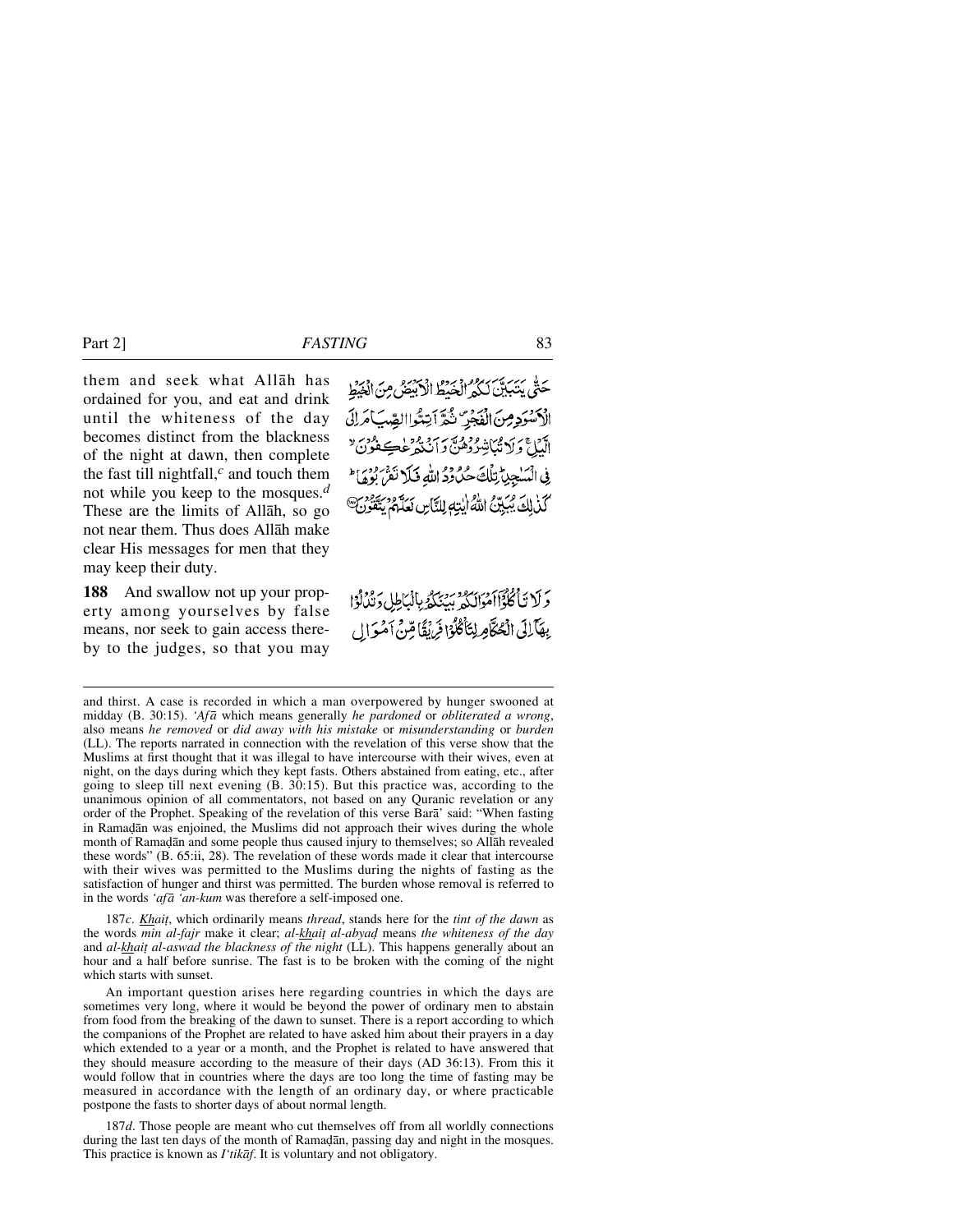them and seek what Allāh has ordained for you, and eat and drink until the whiteness of the day becomes distinct from the blackness of the night at dawn, then complete the fast till nightfall,[c] and touch them not while you keep to the mosques.[d] These are the limits of Allāh, so go not near them. Thus does Allāh make clear His messages for men that they may keep their duty.

حَتّٰى يَتَبَيَّنَ لَكُمُ الْخَيْطُ الْاَبْيَضُ مِنَ الْخَيْطِ الْاَسْوَدِ مِنَ الْفَجْرِ ۪ ثُمَّ اَتِمُّوا الصِّيَامَ اِلَى الَّيْلِ ۚ وَ لَا تُبَاشِرُوْهُنَّ وَ اَنْتُمْ عٰكِفُوْنَ ۙ فِي الْمَسٰجِدِ ؕ تِلْكَ حُدُوْدُ اللّٰهِ فَلَا تَقْرَبُوْهَا ؕ كَذٰلِكَ يُبَيِّنُ اللّٰهُ اٰيٰتِهٖ لِلنَّاسِ لَعَلَّهُمْ يَتَّقُوْنَ ﴿۱۸۷﴾

**188** And swallow not up your property among yourselves by false means, nor seek to gain access thereby to the judges, so that you may

وَ لَا تَاْكُلُوْۤا اَمْوَالَكُمْ بَيْنَكُمْ بِالْبَاطِلِ وَ تُدْلُوْا بِهَاۤ اِلَى الْحُكَّامِ لِتَاْكُلُوْا فَرِيْقًا مِّنْ اَمْوَالِ

---

and thirst. A case is recorded in which a man overpowered by hunger swooned at midday (B. 30:15). *'Afā* which means generally *he pardoned* or *obliterated a wrong*, also means *he removed* or *did away with his mistake* or *misunderstanding* or *burden* (LL). The reports narrated in connection with the revelation of this verse show that the Muslims at first thought that it was illegal to have intercourse with their wives, even at night, on the days during which they kept fasts. Others abstained from eating, etc., after going to sleep till next evening (B. 30:15). But this practice was, according to the unanimous opinion of all commentators, not based on any Quranic revelation or any order of the Prophet. Speaking of the revelation of this verse Barā' said: "When fasting in Ramaḍān was enjoined, the Muslims did not approach their wives during the whole month of Ramaḍān and some people thus caused injury to themselves; so Allāh revealed these words" (B. 65:ii, 28). The revelation of these words made it clear that intercourse with their wives was permitted to the Muslims during the nights of fasting as the satisfaction of hunger and thirst was permitted. The burden whose removal is referred to in the words *'afā 'an-kum* was therefore a self-imposed one.

187*c*. *Khaiṭ*, which ordinarily means *thread*, stands here for the *tint of the dawn* as the words *min al-fajr* make it clear; *al-khaiṭ al-abyaḍ* means *the whiteness of the day* and *al-khaiṭ al-aswad the blackness of the night* (LL). This happens generally about an hour and a half before sunrise. The fast is to be broken with the coming of the night which starts with sunset.

An important question arises here regarding countries in which the days are sometimes very long, where it would be beyond the power of ordinary men to abstain from food from the breaking of the dawn to sunset. There is a report according to which the companions of the Prophet are related to have asked him about their prayers in a day which extended to a year or a month, and the Prophet is related to have answered that they should measure according to the measure of their days (AD 36:13). From this it would follow that in countries where the days are too long the time of fasting may be measured in accordance with the length of an ordinary day, or where practicable postpone the fasts to shorter days of about normal length.

187*d*. Those people are meant who cut themselves off from all worldly connections during the last ten days of the month of Ramaḍān, passing day and night in the mosques. This practice is known as *I'tikāf*. It is voluntary and not obligatory.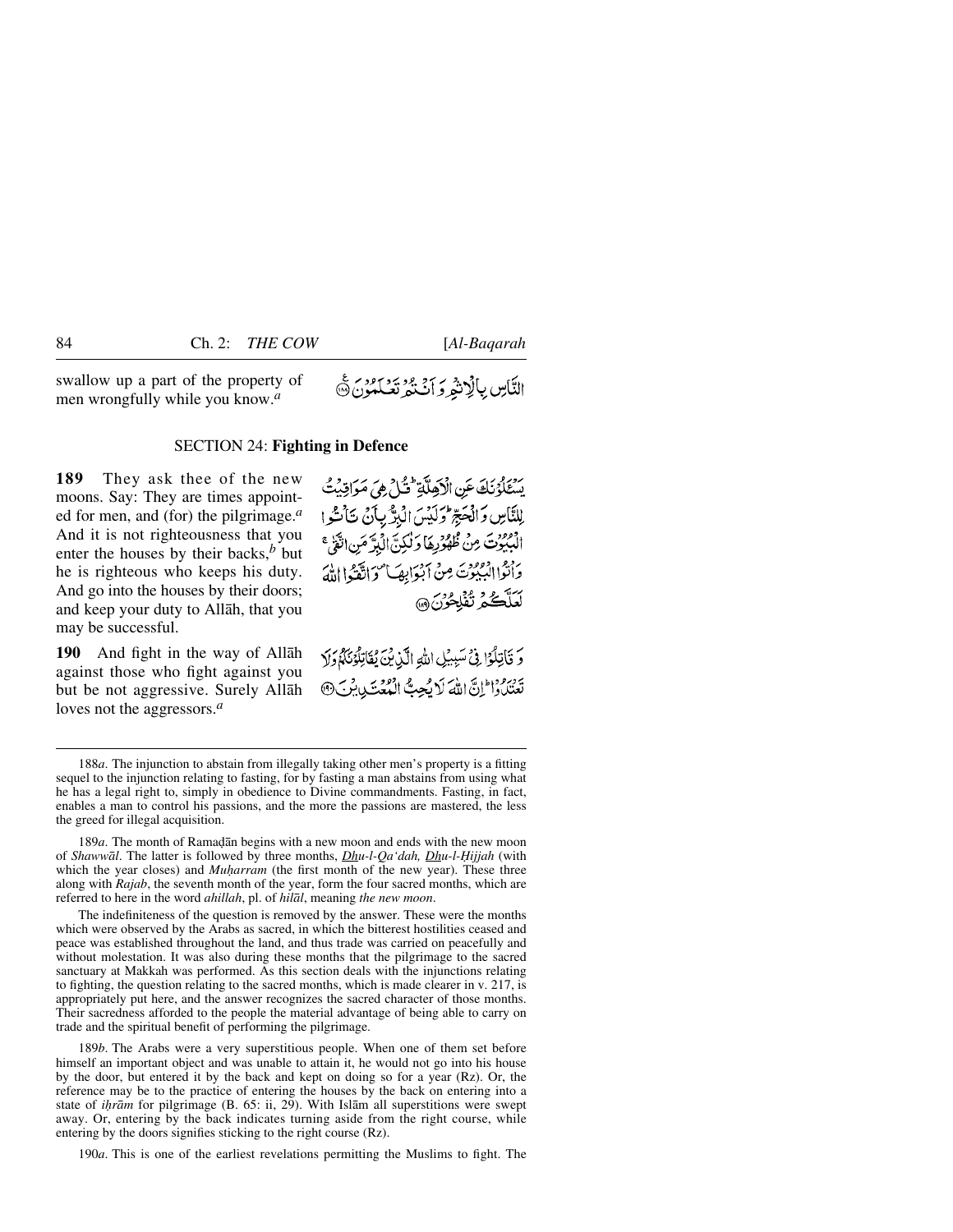swallow up a part of the property of men wrongfully while you know.[a]

النَّاسِ بِالْإِثْمِ وَأَنْتُمْ تَعْلَمُونَ ﴿١٨٨﴾

## SECTION 24: Fighting in Defence

**189** They ask thee of the new moons. Say: They are times appointed for men, and (for) the pilgrimage.[a] And it is not righteousness that you enter the houses by their backs,[b] but he is righteous who keeps his duty. And go into the houses by their doors; and keep your duty to Allāh, that you may be successful.

يَسْـَٔلُونَكَ عَنِ الْأَهِلَّةِ ۖ قُلْ هِيَ مَوَاقِيتُ لِلنَّاسِ وَالْحَجِّ ۗ وَلَيْسَ الْبِرُّ بِأَنْ تَأْتُوا الْبُيُوتَ مِنْ ظُهُورِهَا وَلَٰكِنَّ الْبِرَّ مَنِ اتَّقَىٰ ۗ وَأْتُوا الْبُيُوتَ مِنْ أَبْوَابِهَا ۚ وَاتَّقُوا اللَّهَ لَعَلَّكُمْ تُفْلِحُونَ ﴿١٨٩﴾

**190** And fight in the way of Allāh against those who fight against you but be not aggressive. Surely Allāh loves not the aggressors.[a]

وَقَاتِلُوا فِي سَبِيلِ اللَّهِ الَّذِينَ يُقَاتِلُونَكُمْ وَلَا تَعْتَدُوا ۚ إِنَّ اللَّهَ لَا يُحِبُّ الْمُعْتَدِينَ ﴿١٩٠﴾

---

188*a*. The injunction to abstain from illegally taking other men's property is a fitting sequel to the injunction relating to fasting, for by fasting a man abstains from using what he has a legal right to, simply in obedience to Divine commandments. Fasting, in fact, enables a man to control his passions, and the more the passions are mastered, the less the greed for illegal acquisition.

189*a*. The month of Ramaḍān begins with a new moon and ends with the new moon of *Shawwāl*. The latter is followed by three months, *Dhu-l-Qa'dah, Dhu-l-Ḥijjah* (with which the year closes) and *Muḥarram* (the first month of the new year). These three along with *Rajab*, the seventh month of the year, form the four sacred months, which are referred to here in the word *ahillah*, pl. of *hilāl*, meaning *the new moon*.

The indefiniteness of the question is removed by the answer. These were the months which were observed by the Arabs as sacred, in which the bitterest hostilities ceased and peace was established throughout the land, and thus trade was carried on peacefully and without molestation. It was also during these months that the pilgrimage to the sacred sanctuary at Makkah was performed. As this section deals with the injunctions relating to fighting, the question relating to the sacred months, which is made clearer in v. 217, is appropriately put here, and the answer recognizes the sacred character of those months. Their sacredness afforded to the people the material advantage of being able to carry on trade and the spiritual benefit of performing the pilgrimage.

189*b*. The Arabs were a very superstitious people. When one of them set before himself an important object and was unable to attain it, he would not go into his house by the door, but entered it by the back and kept on doing so for a year (Rz). Or, the reference may be to the practice of entering the houses by the back on entering into a state of *iḥrām* for pilgrimage (B. 65: ii, 29). With Islām all superstitions were swept away. Or, entering by the back indicates turning aside from the right course, while entering by the doors signifies sticking to the right course (Rz).

190*a*. This is one of the earliest revelations permitting the Muslims to fight. The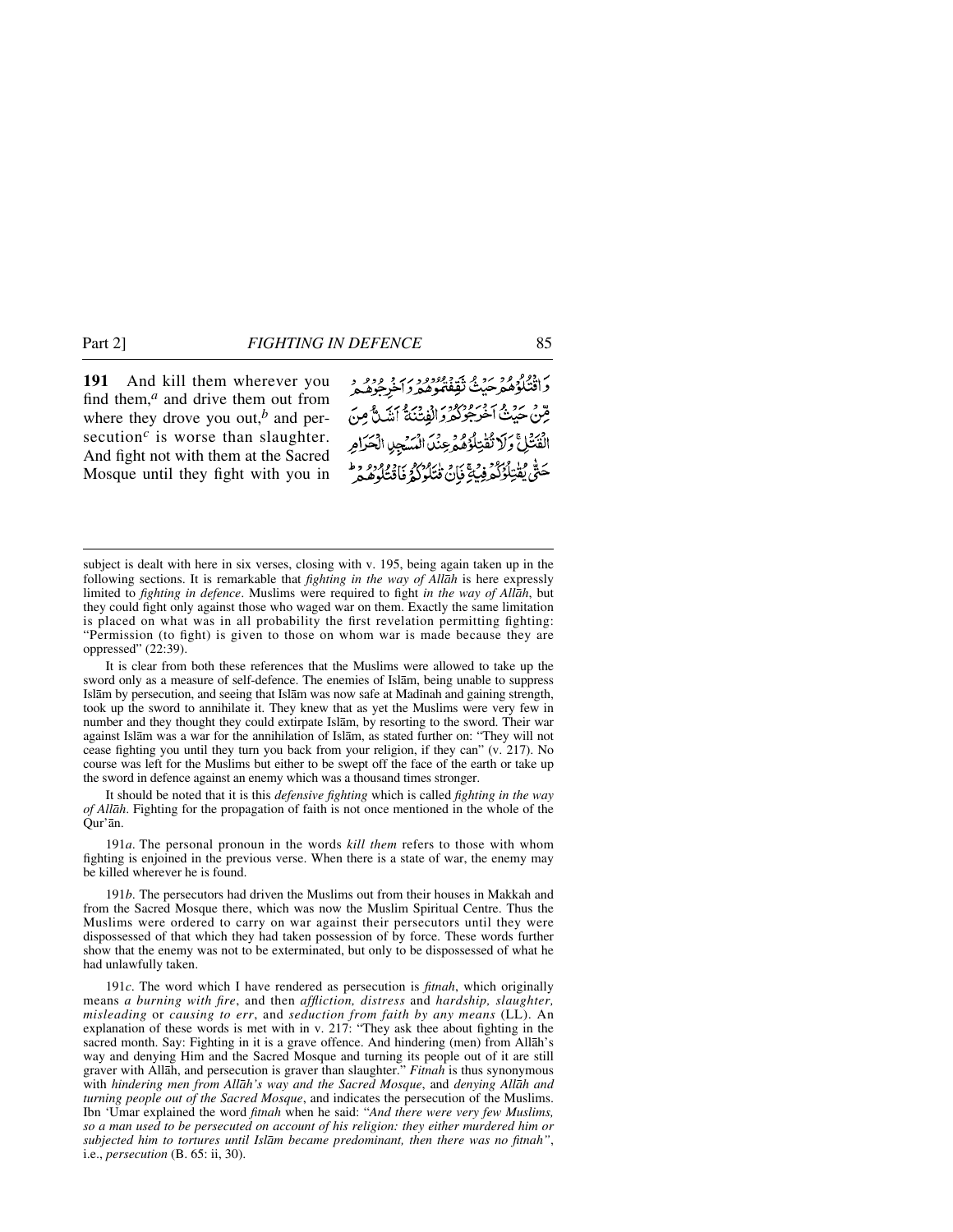**191** And kill them wherever you find them,[a] and drive them out from where they drove you out,[b] and persecution[c] is worse than slaughter. And fight not with them at the Sacred Mosque until they fight with you in

وَ اقۡتُلُوۡهُمۡ حَیۡثُ ثَقِفۡتُمُوۡهُمۡ وَ اَخۡرِجُوۡهُمۡ مِّنۡ حَیۡثُ اَخۡرَجُوۡکُمۡ وَ الۡفِتۡنَةُ اَشَدُّ مِنَ الۡقَتۡلِ ۚ وَ لَا تُقٰتِلُوۡهُمۡ عِنۡدَ الۡمَسۡجِدِ الۡحَرَامِ حَتّٰی یُقٰتِلُوۡکُمۡ فِیۡهِ ۚ فَاِنۡ قٰتَلُوۡکُمۡ فَاقۡتُلُوۡهُمۡ ؕ

---

subject is dealt with here in six verses, closing with v. 195, being again taken up in the following sections. It is remarkable that *fighting in the way of Allāh* is here expressly limited to *fighting in defence*. Muslims were required to fight *in the way of Allāh*, but they could fight only against those who waged war on them. Exactly the same limitation is placed on what was in all probability the first revelation permitting fighting: "Permission (to fight) is given to those on whom war is made because they are oppressed" (22:39).

It is clear from both these references that the Muslims were allowed to take up the sword only as a measure of self-defence. The enemies of Islām, being unable to suppress Islām by persecution, and seeing that Islām was now safe at Madīnah and gaining strength, took up the sword to annihilate it. They knew that as yet the Muslims were very few in number and they thought they could extirpate Islām, by resorting to the sword. Their war against Islām was a war for the annihilation of Islām, as stated further on: "They will not cease fighting you until they turn you back from your religion, if they can" (v. 217). No course was left for the Muslims but either to be swept off the face of the earth or take up the sword in defence against an enemy which was a thousand times stronger.

It should be noted that it is this *defensive fighting* which is called *fighting in the way of Allāh*. Fighting for the propagation of faith is not once mentioned in the whole of the Qur'ān.

191*a*. The personal pronoun in the words *kill them* refers to those with whom fighting is enjoined in the previous verse. When there is a state of war, the enemy may be killed wherever he is found.

191*b*. The persecutors had driven the Muslims out from their houses in Makkah and from the Sacred Mosque there, which was now the Muslim Spiritual Centre. Thus the Muslims were ordered to carry on war against their persecutors until they were dispossessed of that which they had taken possession of by force. These words further show that the enemy was not to be exterminated, but only to be dispossessed of what he had unlawfully taken.

191*c*. The word which I have rendered as persecution is *fitnah*, which originally means *a burning with fire*, and then *affliction, distress* and *hardship, slaughter, misleading* or *causing to err*, and *seduction from faith by any means* (LL). An explanation of these words is met with in v. 217: "They ask thee about fighting in the sacred month. Say: Fighting in it is a grave offence. And hindering (men) from Allāh's way and denying Him and the Sacred Mosque and turning its people out of it are still graver with Allāh, and persecution is graver than slaughter." *Fitnah* is thus synonymous with *hindering men from Allāh's way and the Sacred Mosque*, and *denying Allāh and turning people out of the Sacred Mosque*, and indicates the persecution of the Muslims. Ibn 'Umar explained the word *fitnah* when he said: "*And there were very few Muslims, so a man used to be persecuted on account of his religion: they either murdered him or subjected him to tortures until Islām became predominant, then there was no fitnah*", i.e., *persecution* (B. 65: ii, 30).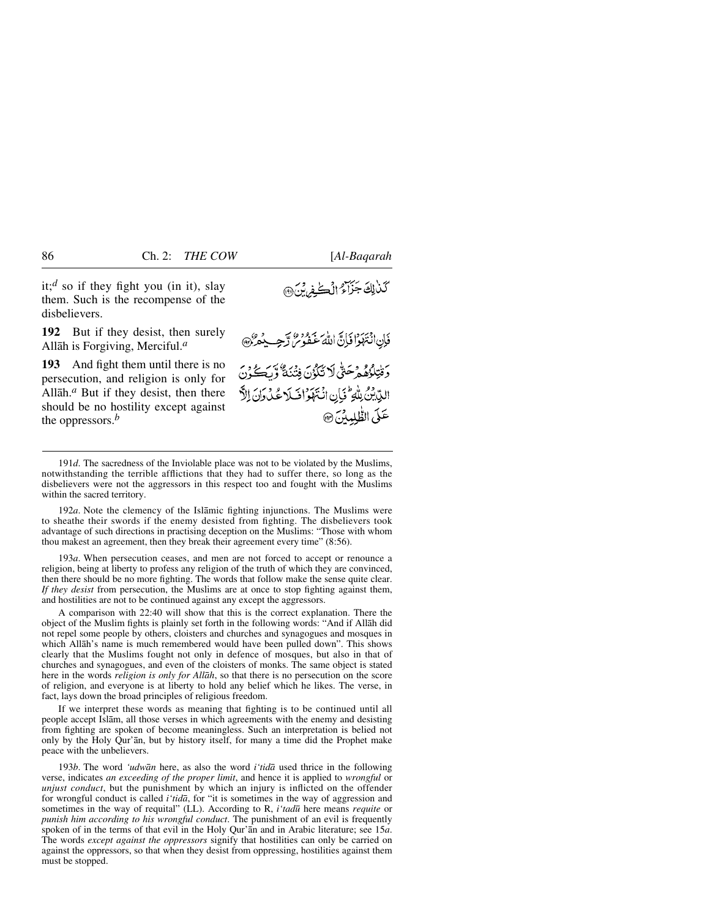it;[d] so if they fight you (in it), slay them. Such is the recompense of the disbelievers.

كَذٰلِكَ جَزَآءُ الْكٰفِرِيْنَ ﴿۱۹۱﴾

**192** But if they desist, then surely Allāh is Forgiving, Merciful.[a]

فَاِنِ انْتَهَوْا فَاِنَّ اللّٰهَ غَفُوْرٌ رَّحِيْمٌ ﴿۱۹۲﴾

**193** And fight them until there is no persecution, and religion is only for Allāh.[a] But if they desist, then there should be no hostility except against the oppressors.[b]

وَقٰتِلُوْهُمْ حَتّٰى لَا تَكُوْنَ فِتْنَةٌ وَّيَكُوْنَ الدِّيْنُ لِلّٰهِ ؕ فَاِنِ انْتَهَوْا فَلَا عُدْوَانَ اِلَّا عَلَى الظّٰلِمِيْنَ ﴿۱۹۳﴾

---

191*d*. The sacredness of the Inviolable place was not to be violated by the Muslims, notwithstanding the terrible afflictions that they had to suffer there, so long as the disbelievers were not the aggressors in this respect too and fought with the Muslims within the sacred territory.

192*a*. Note the clemency of the Islāmic fighting injunctions. The Muslims were to sheathe their swords if the enemy desisted from fighting. The disbelievers took advantage of such directions in practising deception on the Muslims: "Those with whom thou makest an agreement, then they break their agreement every time" (8:56).

193*a*. When persecution ceases, and men are not forced to accept or renounce a religion, being at liberty to profess any religion of the truth of which they are convinced, then there should be no more fighting. The words that follow make the sense quite clear. *If they desist* from persecution, the Muslims are at once to stop fighting against them, and hostilities are not to be continued against any except the aggressors.

A comparison with 22:40 will show that this is the correct explanation. There the object of the Muslim fights is plainly set forth in the following words: "And if Allāh did not repel some people by others, cloisters and churches and synagogues and mosques in which Allāh's name is much remembered would have been pulled down". This shows clearly that the Muslims fought not only in defence of mosques, but also in that of churches and synagogues, and even of the cloisters of monks. The same object is stated here in the words *religion is only for Allāh*, so that there is no persecution on the score of religion, and everyone is at liberty to hold any belief which he likes. The verse, in fact, lays down the broad principles of religious freedom.

If we interpret these words as meaning that fighting is to be continued until all people accept Islām, all those verses in which agreements with the enemy and desisting from fighting are spoken of become meaningless. Such an interpretation is belied not only by the Holy Qur'ān, but by history itself, for many a time did the Prophet make peace with the unbelievers.

193*b*. The word *'udwān* here, as also the word *i'tidā* used thrice in the following verse, indicates *an exceeding of the proper limit*, and hence it is applied to *wrongful* or *unjust conduct*, but the punishment by which an injury is inflicted on the offender for wrongful conduct is called *i'tidā*, for "it is sometimes in the way of aggression and sometimes in the way of requital" (LL). According to R, *i'tadū* here means *requite* or *punish him according to his wrongful conduct*. The punishment of an evil is frequently spoken of in the terms of that evil in the Holy Qur'ān and in Arabic literature; see 15*a*. The words *except against the oppressors* signify that hostilities can only be carried on against the oppressors, so that when they desist from oppressing, hostilities against them must be stopped.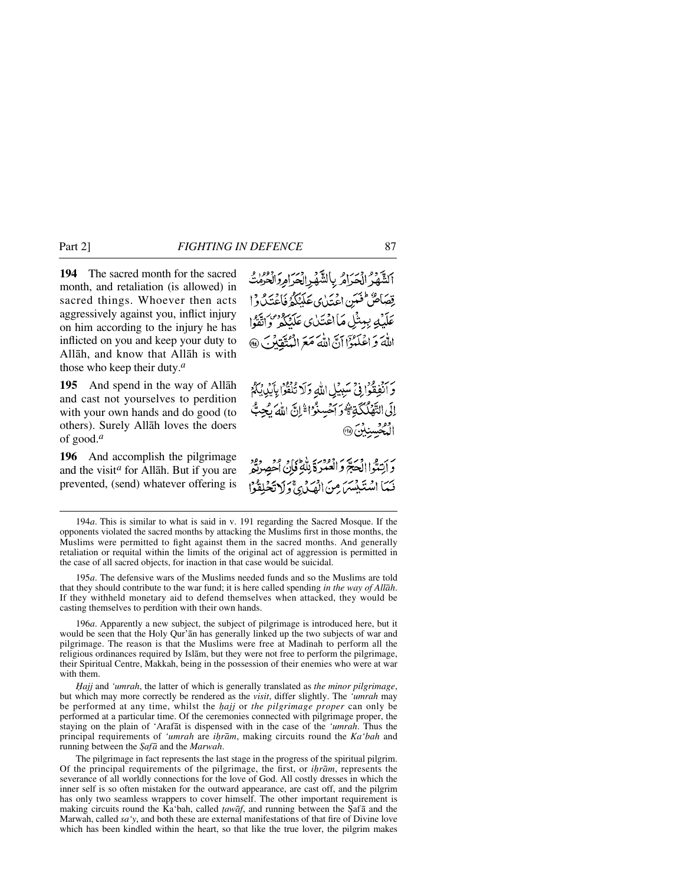**194** The sacred month for the sacred month, and retaliation (is allowed) in sacred things. Whoever then acts aggressively against you, inflict injury on him according to the injury he has inflicted on you and keep your duty to Allāh, and know that Allāh is with those who keep their duty.[a]

اَلشَّهْرُ الْحَرَامُ بِالشَّهْرِ الْحَرَامِ وَالْحُرُمٰتُ قِصَاصٌ ؕ فَمَنِ اعْتَدٰى عَلَيْكُمْ فَاعْتَدُوْا عَلَيْهِ بِمِثْلِ مَا اعْتَدٰى عَلَيْكُمْ ۪ وَاتَّقُوا اللّٰهَ وَاعْلَمُوْۤا اَنَّ اللّٰهَ مَعَ الْمُتَّقِيْنَ ﴿۱۹۴﴾

**195** And spend in the way of Allāh and cast not yourselves to perdition with your own hands and do good (to others). Surely Allāh loves the doers of good.[a]

وَاَنْفِقُوْا فِيْ سَبِيْلِ اللّٰهِ وَلَا تُلْقُوْا بِاَيْدِيْكُمْ اِلَى التَّهْلُكَةِ ۛۚ وَاَحْسِنُوْا ۛۚ اِنَّ اللّٰهَ يُحِبُّ الْمُحْسِنِيْنَ ﴿۱۹۵﴾

**196** And accomplish the pilgrimage and the visit[a] for Allāh. But if you are prevented, (send) whatever offering is

وَاَتِمُّوا الْحَجَّ وَالْعُمْرَةَ لِلّٰهِ ؕ فَاِنْ اُحْصِرْتُمْ فَمَا اسْتَيْسَرَ مِنَ الْهَدْيِ ۚ وَلَا تَحْلِقُوْا

---

194*a*. This is similar to what is said in v. 191 regarding the Sacred Mosque. If the opponents violated the sacred months by attacking the Muslims first in those months, the Muslims were permitted to fight against them in the sacred months. And generally retaliation or requital within the limits of the original act of aggression is permitted in the case of all sacred objects, for inaction in that case would be suicidal.

195*a*. The defensive wars of the Muslims needed funds and so the Muslims are told that they should contribute to the war fund; it is here called spending *in the way of Allāh*. If they withheld monetary aid to defend themselves when attacked, they would be casting themselves to perdition with their own hands.

196*a*. Apparently a new subject, the subject of pilgrimage is introduced here, but it would be seen that the Holy Qur'ān has generally linked up the two subjects of war and pilgrimage. The reason is that the Muslims were free at Madīnah to perform all the religious ordinances required by Islām, but they were not free to perform the pilgrimage, their Spiritual Centre, Makkah, being in the possession of their enemies who were at war with them.

*Ḥajj* and *'umrah*, the latter of which is generally translated as *the minor pilgrimage*, but which may more correctly be rendered as the *visit*, differ slightly. The *'umrah* may be performed at any time, whilst the *ḥajj* or *the pilgrimage proper* can only be performed at a particular time. Of the ceremonies connected with pilgrimage proper, the staying on the plain of 'Arafāt is dispensed with in the case of the *'umrah*. Thus the principal requirements of *'umrah* are *iḥrām*, making circuits round the *Ka'bah* and running between the *Ṣafā* and the *Marwah*.

The pilgrimage in fact represents the last stage in the progress of the spiritual pilgrim. Of the principal requirements of the pilgrimage, the first, or *iḥrām*, represents the severance of all worldly connections for the love of God. All costly dresses in which the inner self is so often mistaken for the outward appearance, are cast off, and the pilgrim has only two seamless wrappers to cover himself. The other important requirement is making circuits round the Ka'bah, called *ṭawāf*, and running between the Ṣafā and the Marwah, called *sa'y*, and both these are external manifestations of that fire of Divine love which has been kindled within the heart, so that like the true lover, the pilgrim makes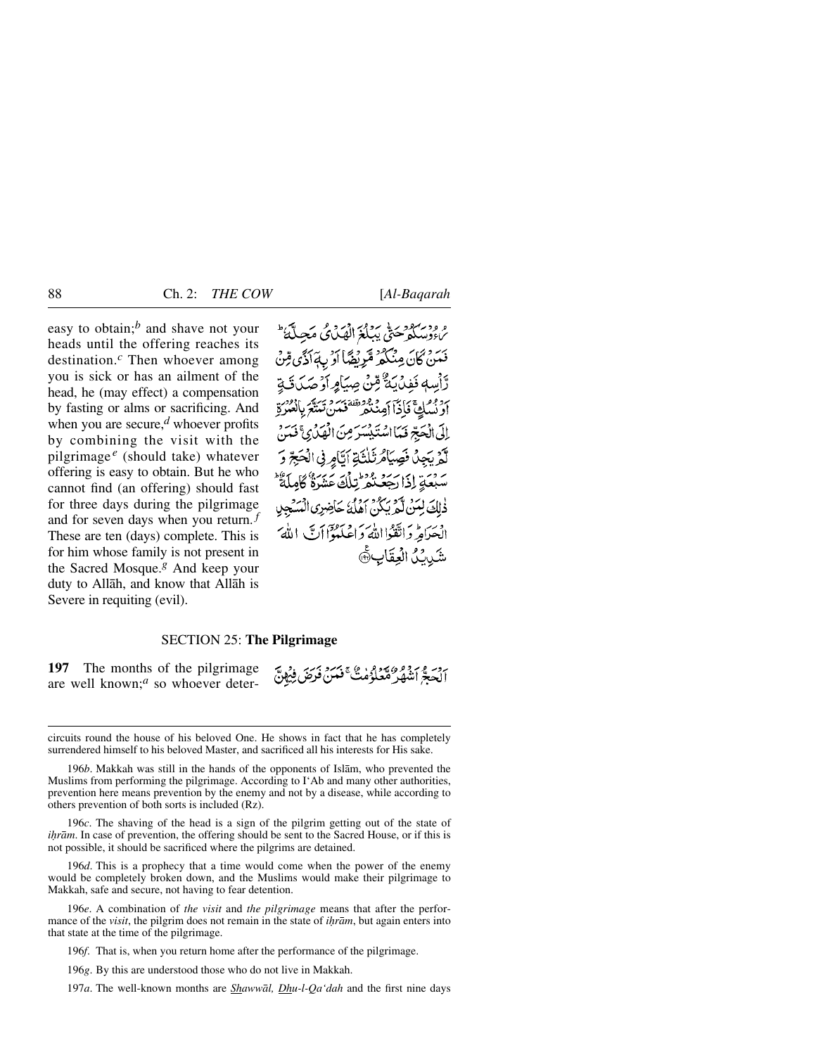easy to obtain;[b] and shave not your heads until the offering reaches its destination.[c] Then whoever among you is sick or has an ailment of the head, he (may effect) a compensation by fasting or alms or sacrificing. And when you are secure,[d] whoever profits by combining the visit with the pilgrimage[e] (should take) whatever offering is easy to obtain. But he who cannot find (an offering) should fast for three days during the pilgrimage and for seven days when you return.[f] These are ten (days) complete. This is for him whose family is not present in the Sacred Mosque.[g] And keep your duty to Allāh, and know that Allāh is Severe in requiting (evil).

رُءُوسَكُمْ حَتّٰى يَبْلُغَ الْهَدْيُ مَحِلَّهٗ ۚ فَمَنْ كَانَ مِنْكُمْ مَّرِيْضًا اَوْ بِهٖۤ اَذًى مِّنْ رَّاْسِهٖ فَفِدْيَةٌ مِّنْ صِيَامٍ اَوْ صَدَقَةٍ اَوْ نُسُكٍ ۚ فَاِذَاۤ اَمِنْتُمْ ۗ فَمَنْ تَمَتَّعَ بِالْعُمْرَةِ اِلَى الْحَجِّ فَمَا اسْتَيْسَرَ مِنَ الْهَدْيِ ۚ فَمَنْ لَّمْ يَجِدْ فَصِيَامُ ثَلٰثَةِ اَيَّامٍ فِي الْحَجِّ وَ سَبْعَةٍ اِذَا رَجَعْتُمْ ۗ تِلْكَ عَشَرَةٌ كَامِلَةٌ ۗ ذٰلِكَ لِمَنْ لَّمْ يَكُنْ اَهْلُهٗ حَاضِرِي الْمَسْجِدِ الْحَرَامِ ۚ وَ اتَّقُوا اللّٰهَ وَ اعْلَمُوْۤا اَنَّ اللّٰهَ شَدِيْدُ الْعِقَابِ ﴿١٩٦﴾

## SECTION 25: **The Pilgrimage**

**197** The months of the pilgrimage are well known;[a] so whoever deter-

اَلْحَجُّ اَشْهُرٌ مَّعْلُوْمٰتٌ ۚ فَمَنْ فَرَضَ فِيْهِنَّ

---

circuits round the house of his beloved One. He shows in fact that he has completely surrendered himself to his beloved Master, and sacrificed all his interests for His sake.

196*b*. Makkah was still in the hands of the opponents of Islām, who prevented the Muslims from performing the pilgrimage. According to I‘Ab and many other authorities, prevention here means prevention by the enemy and not by a disease, while according to others prevention of both sorts is included (Rz).

196*c*. The shaving of the head is a sign of the pilgrim getting out of the state of *iḥrām*. In case of prevention, the offering should be sent to the Sacred House, or if this is not possible, it should be sacrificed where the pilgrims are detained.

196*d*. This is a prophecy that a time would come when the power of the enemy would be completely broken down, and the Muslims would make their pilgrimage to Makkah, safe and secure, not having to fear detention.

196*e*. A combination of *the visit* and *the pilgrimage* means that after the performance of the *visit*, the pilgrim does not remain in the state of *iḥrām*, but again enters into that state at the time of the pilgrimage.

196*f*. That is, when you return home after the performance of the pilgrimage.

196*g*. By this are understood those who do not live in Makkah.

197*a*. The well-known months are *Shawwāl, Dhu-l-Qa‘dah* and the first nine days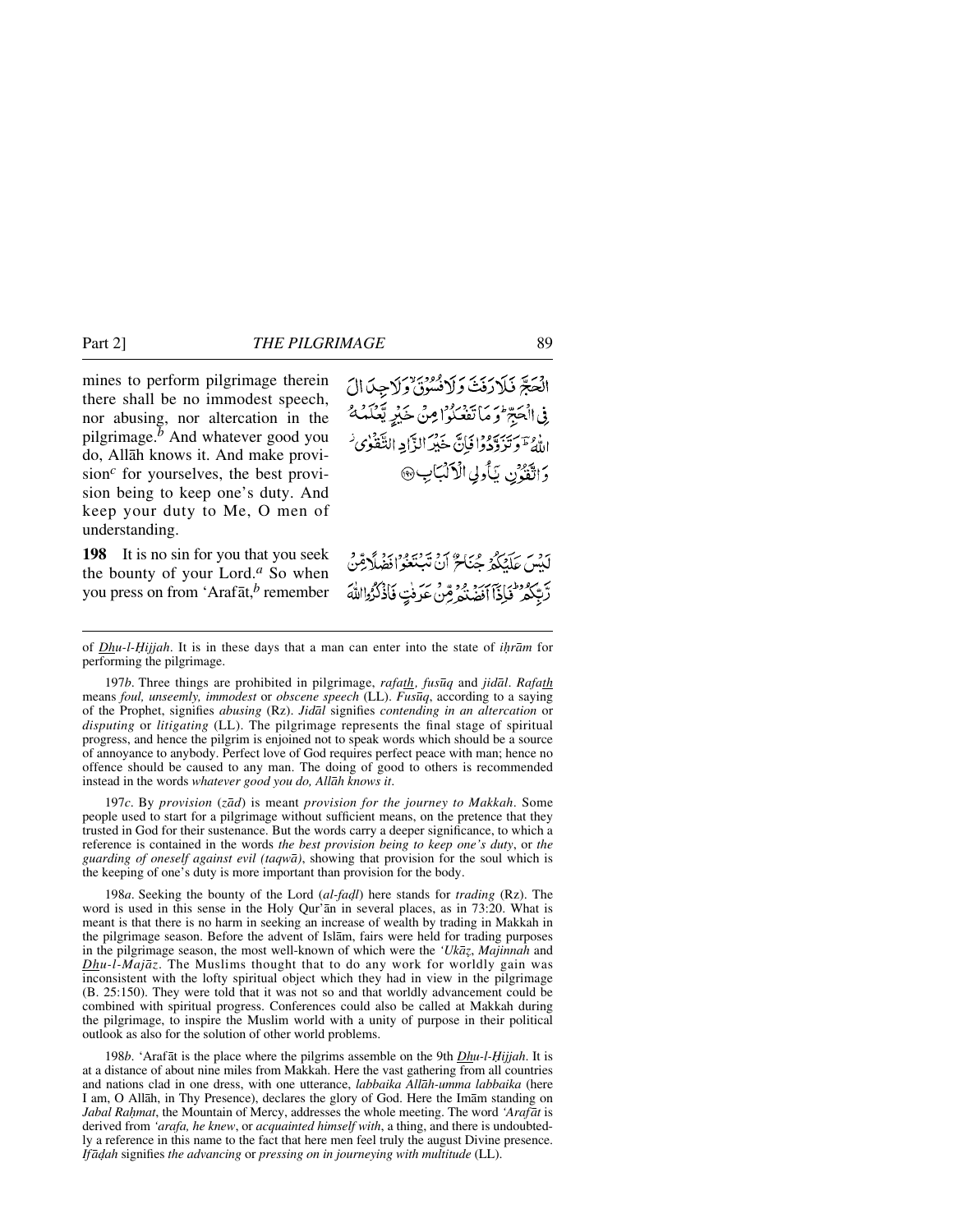mines to perform pilgrimage therein there shall be no immodest speech, nor abusing, nor altercation in the pilgrimage.[b] And whatever good you do, Allāh knows it. And make provision[c] for yourselves, the best provision being to keep one's duty. And keep your duty to Me, O men of understanding.

الْحَجَّ فَلَا رَفَثَ وَلَا فُسُوقَ وَلَا جِدَالَ فِي الْحَجِّ ۗ وَمَا تَفْعَلُوا مِنْ خَيْرٍ يَعْلَمْهُ اللَّهُ ۗ وَتَزَوَّدُوا فَإِنَّ خَيْرَ الزَّادِ التَّقْوَىٰ ۚ وَاتَّقُونِ يَا أُولِي الْأَلْبَابِ ﴿١٩٧﴾

**198** It is no sin for you that you seek the bounty of your Lord.[a] So when you press on from 'Arafāt,[b] remember

لَيْسَ عَلَيْكُمْ جُنَاحٌ أَنْ تَبْتَغُوا فَضْلًا مِنْ رَبِّكُمْ ۚ فَإِذَا أَفَضْتُمْ مِنْ عَرَفَاتٍ فَاذْكُرُوا اللَّهَ

---

of *Dhu-l-Ḥijjah*. It is in these days that a man can enter into the state of *iḥrām* for performing the pilgrimage.

197*b*. Three things are prohibited in pilgrimage, *rafath, fusūq* and *jidāl*. *Rafath* means *foul, unseemly, immodest* or *obscene speech* (LL). *Fusūq*, according to a saying of the Prophet, signifies *abusing* (Rz). *Jidāl* signifies *contending in an altercation* or *disputing* or *litigating* (LL). The pilgrimage represents the final stage of spiritual progress, and hence the pilgrim is enjoined not to speak words which should be a source of annoyance to anybody. Perfect love of God requires perfect peace with man; hence no offence should be caused to any man. The doing of good to others is recommended instead in the words *whatever good you do, Allāh knows it*.

197*c*. By *provision* (*zād*) is meant *provision for the journey to Makkah*. Some people used to start for a pilgrimage without sufficient means, on the pretence that they trusted in God for their sustenance. But the words carry a deeper significance, to which a reference is contained in the words *the best provision being to keep one's duty*, or *the guarding of oneself against evil (taqwā)*, showing that provision for the soul which is the keeping of one's duty is more important than provision for the body.

198*a*. Seeking the bounty of the Lord (*al-faḍl*) here stands for *trading* (Rz). The word is used in this sense in the Holy Qur'ān in several places, as in 73:20. What is meant is that there is no harm in seeking an increase of wealth by trading in Makkah in the pilgrimage season. Before the advent of Islām, fairs were held for trading purposes in the pilgrimage season, the most well-known of which were the *'Ukāẓ*, *Majinnah* and *Dhu-l-Majāz*. The Muslims thought that to do any work for worldly gain was inconsistent with the lofty spiritual object which they had in view in the pilgrimage (B. 25:150). They were told that it was not so and that worldly advancement could be combined with spiritual progress. Conferences could also be called at Makkah during the pilgrimage, to inspire the Muslim world with a unity of purpose in their political outlook as also for the solution of other world problems.

198*b*. 'Arafāt is the place where the pilgrims assemble on the 9th *Dhu-l-Ḥijjah*. It is at a distance of about nine miles from Makkah. Here the vast gathering from all countries and nations clad in one dress, with one utterance, *labbaika Allāh-umma labbaika* (here I am, O Allāh, in Thy Presence), declares the glory of God. Here the Imām standing on *Jabal Raḥmat*, the Mountain of Mercy, addresses the whole meeting. The word *'Arafāt* is derived from *'arafa, he knew*, or *acquainted himself with*, a thing, and there is undoubtedly a reference in this name to the fact that here men feel truly the august Divine presence. *Ifāḍah* signifies *the advancing* or *pressing on in journeying with multitude* (LL).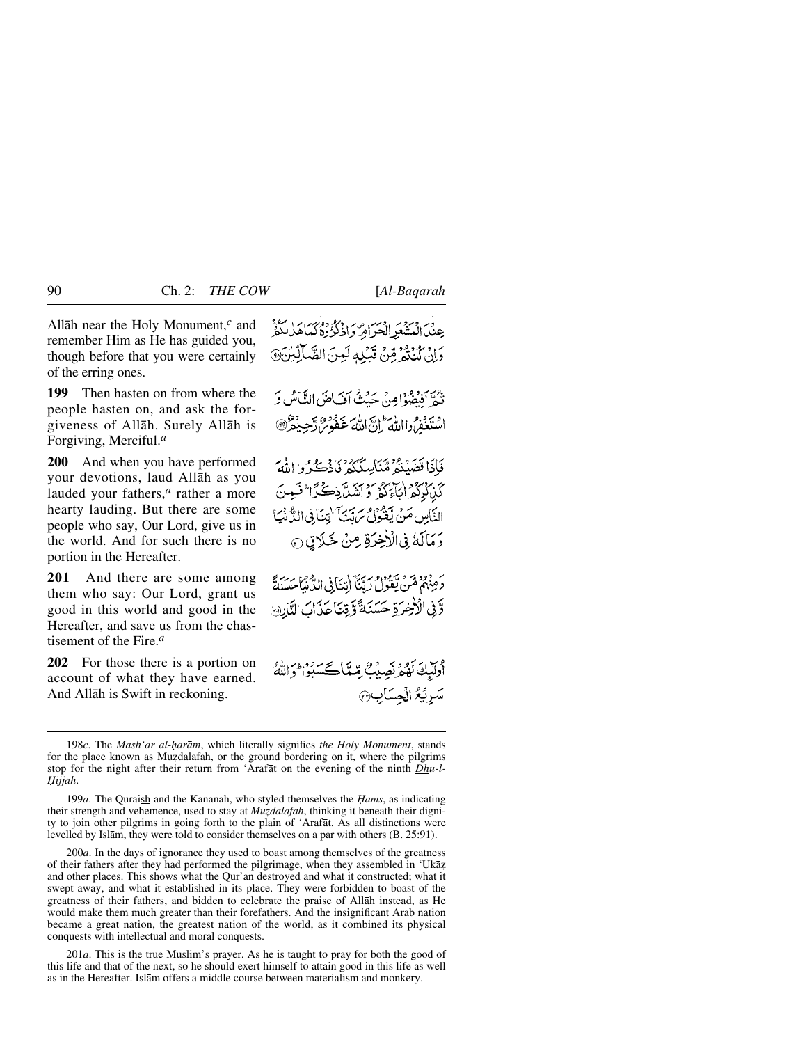Allāh near the Holy Monument,[c] and remember Him as He has guided you, though before that you were certainly of the erring ones.

عِنْدَ الْمَشْعَرِ الْحَرَامِ ۖ وَاذْكُرُوهُ كَمَا هَدَاكُمْ وَإِنْ كُنْتُمْ مِنْ قَبْلِهِ لَمِنَ الضَّالِّينَ ﴿١٩٨﴾

**199** Then hasten on from where the people hasten on, and ask the forgiveness of Allāh. Surely Allāh is Forgiving, Merciful.[a]

ثُمَّ أَفِيضُوا مِنْ حَيْثُ أَفَاضَ النَّاسُ وَاسْتَغْفِرُوا اللَّهَ ۚ إِنَّ اللَّهَ غَفُورٌ رَحِيمٌ ﴿١٩٩﴾

**200** And when you have performed your devotions, laud Allāh as you lauded your fathers,[a] rather a more hearty lauding. But there are some people who say, Our Lord, give us in the world. And for such there is no portion in the Hereafter.

فَإِذَا قَضَيْتُمْ مَنَاسِكَكُمْ فَاذْكُرُوا اللَّهَ كَذِكْرِكُمْ آبَاءَكُمْ أَوْ أَشَدَّ ذِكْرًا ۗ فَمِنَ النَّاسِ مَنْ يَقُولُ رَبَّنَا آتِنَا فِي الدُّنْيَا وَمَا لَهُ فِي الْآخِرَةِ مِنْ خَلَاقٍ ﴿٢٠٠﴾

**201** And there are some among them who say: Our Lord, grant us good in this world and good in the Hereafter, and save us from the chastisement of the Fire.[a]

وَمِنْهُمْ مَنْ يَقُولُ رَبَّنَا آتِنَا فِي الدُّنْيَا حَسَنَةً وَفِي الْآخِرَةِ حَسَنَةً وَقِنَا عَذَابَ النَّارِ ﴿٢٠١﴾

**202** For those there is a portion on account of what they have earned. And Allāh is Swift in reckoning.

أُولَٰئِكَ لَهُمْ نَصِيبٌ مِمَّا كَسَبُوا ۚ وَاللَّهُ سَرِيعُ الْحِسَابِ ﴿٢٠٢﴾

---

198*c*. The *Mash'ar al-ḥarām*, which literally signifies *the Holy Monument*, stands for the place known as Muzdalafah, or the ground bordering on it, where the pilgrims stop for the night after their return from 'Arafāt on the evening of the ninth *Dhu-l-Ḥijjah*.

199*a*. The Quraish and the Kanānah, who styled themselves the *Ḥams*, as indicating their strength and vehemence, used to stay at *Muzdalafah*, thinking it beneath their dignity to join other pilgrims in going forth to the plain of 'Arafāt. As all distinctions were levelled by Islām, they were told to consider themselves on a par with others (B. 25:91).

200*a*. In the days of ignorance they used to boast among themselves of the greatness of their fathers after they had performed the pilgrimage, when they assembled in 'Ukāẓ and other places. This shows what the Qur'ān destroyed and what it constructed; what it swept away, and what it established in its place. They were forbidden to boast of the greatness of their fathers, and bidden to celebrate the praise of Allāh instead, as He would make them much greater than their forefathers. And the insignificant Arab nation became a great nation, the greatest nation of the world, as it combined its physical conquests with intellectual and moral conquests.

201*a*. This is the true Muslim's prayer. As he is taught to pray for both the good of this life and that of the next, so he should exert himself to attain good in this life as well as in the Hereafter. Islām offers a middle course between materialism and monkery.